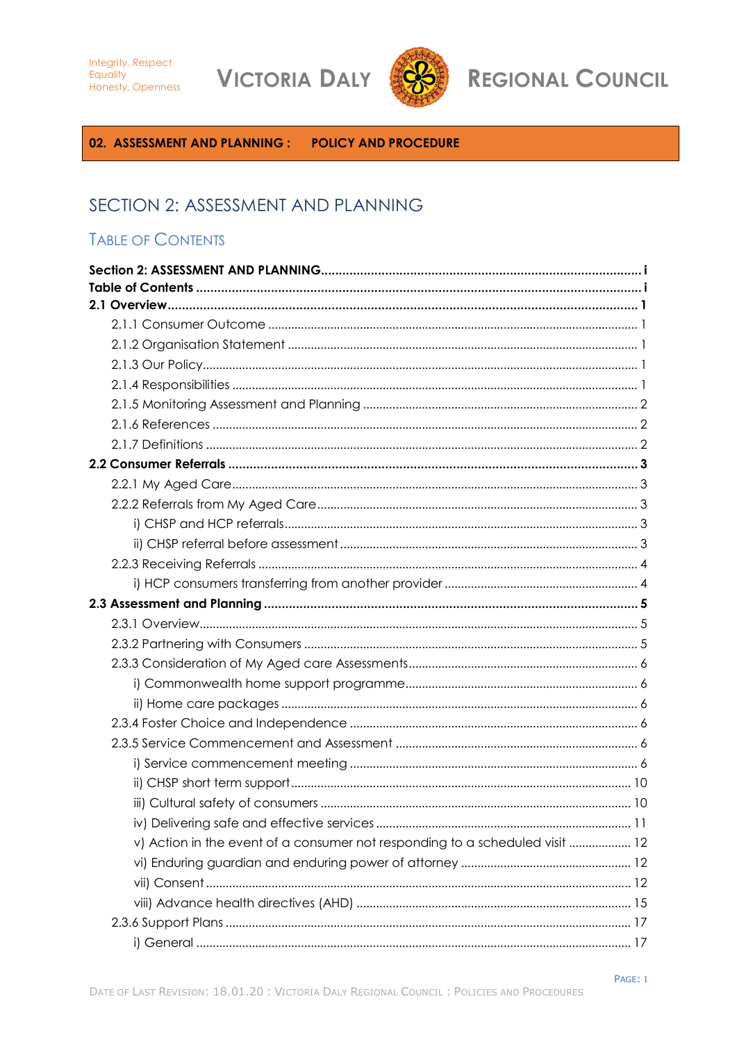**02. ASSESSMENT AND PLANNING : POLICY AND PROCEDURE**

# SECTION 2: ASSESSMENT AND PLANNING

## TABLE OF CONTENTS

**Section 2: ASSESSMENT AND PLANNING ........ i**
**Table of Contents ........ i**
**2.1 Overview ........ 1**
- 2.1.1 Consumer Outcome ........ 1
- 2.1.2 Organisation Statement ........ 1
- 2.1.3 Our Policy ........ 1
- 2.1.4 Responsibilities ........ 1
- 2.1.5 Monitoring Assessment and Planning ........ 2
- 2.1.6 References ........ 2
- 2.1.7 Definitions ........ 2

**2.2 Consumer Referrals ........ 3**
- 2.2.1 My Aged Care ........ 3
- 2.2.2 Referrals from My Aged Care ........ 3
  - i) CHSP and HCP referrals ........ 3
  - ii) CHSP referral before assessment ........ 3
- 2.2.3 Receiving Referrals ........ 4
  - i) HCP consumers transferring from another provider ........ 4

**2.3 Assessment and Planning ........ 5**
- 2.3.1 Overview ........ 5
- 2.3.2 Partnering with Consumers ........ 5
- 2.3.3 Consideration of My Aged care Assessments ........ 6
  - i) Commonwealth home support programme ........ 6
  - ii) Home care packages ........ 6
- 2.3.4 Foster Choice and Independence ........ 6
- 2.3.5 Service Commencement and Assessment ........ 6
  - i) Service commencement meeting ........ 6
  - ii) CHSP short term support ........ 10
  - iii) Cultural safety of consumers ........ 10
  - iv) Delivering safe and effective services ........ 11
  - v) Action in the event of a consumer not responding to a scheduled visit ........ 12
  - vi) Enduring guardian and enduring power of attorney ........ 12
  - vii) Consent ........ 12
  - viii) Advance health directives (AHD) ........ 15
- 2.3.6 Support Plans ........ 17
  - i) General ........ 17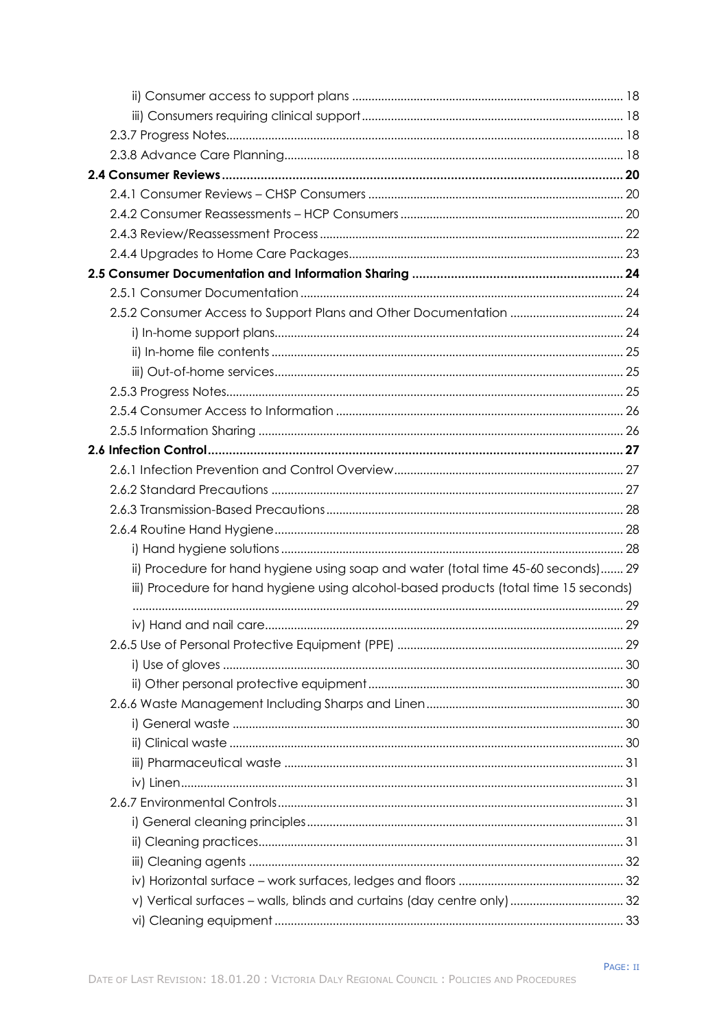ii) Consumer access to support plans ..... 18
iii) Consumers requiring clinical support ..... 18
2.3.7 Progress Notes ..... 18
2.3.8 Advance Care Planning ..... 18

**2.4 Consumer Reviews ..... 20**

2.4.1 Consumer Reviews – CHSP Consumers ..... 20
2.4.2 Consumer Reassessments – HCP Consumers ..... 20
2.4.3 Review/Reassessment Process ..... 22
2.4.4 Upgrades to Home Care Packages ..... 23

**2.5 Consumer Documentation and Information Sharing ..... 24**

2.5.1 Consumer Documentation ..... 24
2.5.2 Consumer Access to Support Plans and Other Documentation ..... 24
i) In-home support plans ..... 24
ii) In-home file contents ..... 25
iii) Out-of-home services ..... 25
2.5.3 Progress Notes ..... 25
2.5.4 Consumer Access to Information ..... 26
2.5.5 Information Sharing ..... 26

**2.6 Infection Control ..... 27**

2.6.1 Infection Prevention and Control Overview ..... 27
2.6.2 Standard Precautions ..... 27
2.6.3 Transmission-Based Precautions ..... 28
2.6.4 Routine Hand Hygiene ..... 28
i) Hand hygiene solutions ..... 28
ii) Procedure for hand hygiene using soap and water (total time 45-60 seconds) ..... 29
iii) Procedure for hand hygiene using alcohol-based products (total time 15 seconds) ..... 29
iv) Hand and nail care ..... 29
2.6.5 Use of Personal Protective Equipment (PPE) ..... 29
i) Use of gloves ..... 30
ii) Other personal protective equipment ..... 30
2.6.6 Waste Management Including Sharps and Linen ..... 30
i) General waste ..... 30
ii) Clinical waste ..... 30
iii) Pharmaceutical waste ..... 31
iv) Linen ..... 31
2.6.7 Environmental Controls ..... 31
i) General cleaning principles ..... 31
ii) Cleaning practices ..... 31
iii) Cleaning agents ..... 32
iv) Horizontal surface – work surfaces, ledges and floors ..... 32
v) Vertical surfaces – walls, blinds and curtains (day centre only) ..... 32
vi) Cleaning equipment ..... 33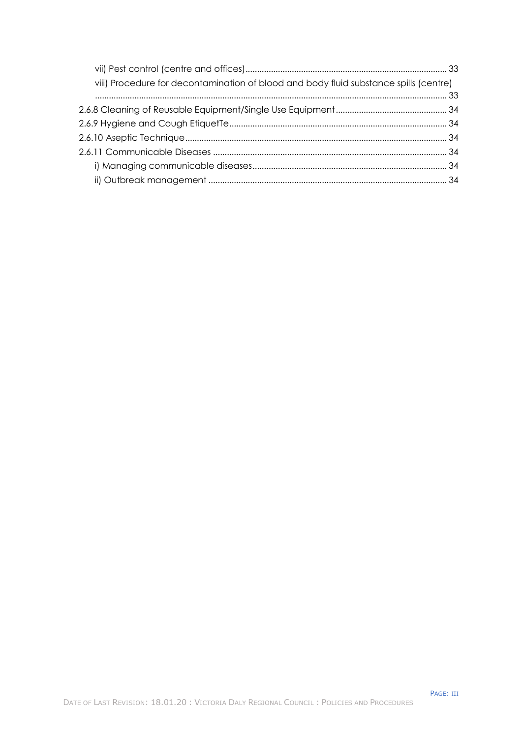vii) Pest control (centre and offices) ..... 33

viii) Procedure for decontamination of blood and body fluid substance spills (centre) ..... 33

2.6.8 Cleaning of Reusable Equipment/Single Use Equipment ..... 34

2.6.9 Hygiene and Cough EtiquetTe ..... 34

2.6.10 Aseptic Technique ..... 34

2.6.11 Communicable Diseases ..... 34

i) Managing communicable diseases ..... 34

ii) Outbreak management ..... 34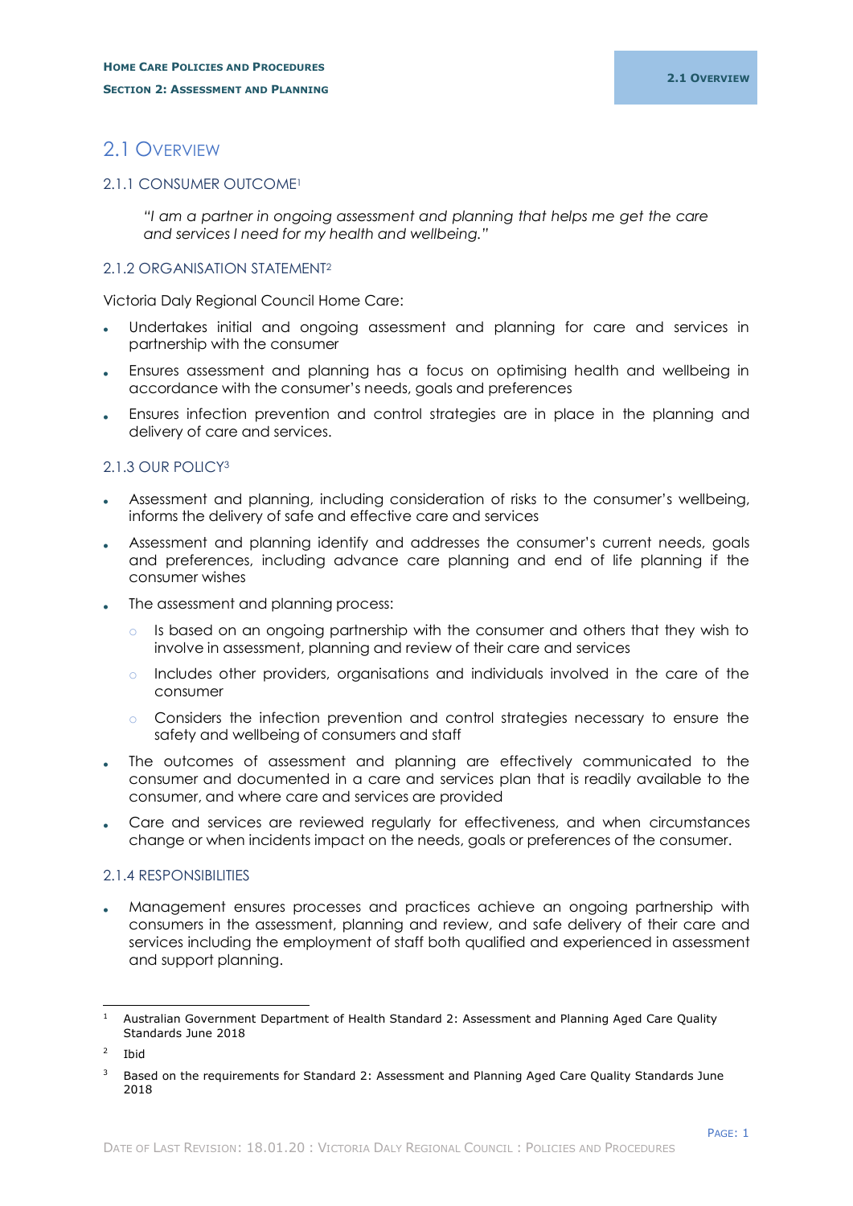# 2.1 Overview

## 2.1.1 CONSUMER OUTCOME[1]

*"I am a partner in ongoing assessment and planning that helps me get the care and services I need for my health and wellbeing."*

## 2.1.2 ORGANISATION STATEMENT[2]

Victoria Daly Regional Council Home Care:

- Undertakes initial and ongoing assessment and planning for care and services in partnership with the consumer
- Ensures assessment and planning has a focus on optimising health and wellbeing in accordance with the consumer's needs, goals and preferences
- Ensures infection prevention and control strategies are in place in the planning and delivery of care and services.

## 2.1.3 OUR POLICY[3]

- Assessment and planning, including consideration of risks to the consumer's wellbeing, informs the delivery of safe and effective care and services
- Assessment and planning identify and addresses the consumer's current needs, goals and preferences, including advance care planning and end of life planning if the consumer wishes
- The assessment and planning process:
    - Is based on an ongoing partnership with the consumer and others that they wish to involve in assessment, planning and review of their care and services
    - Includes other providers, organisations and individuals involved in the care of the consumer
    - Considers the infection prevention and control strategies necessary to ensure the safety and wellbeing of consumers and staff
- The outcomes of assessment and planning are effectively communicated to the consumer and documented in a care and services plan that is readily available to the consumer, and where care and services are provided
- Care and services are reviewed regularly for effectiveness, and when circumstances change or when incidents impact on the needs, goals or preferences of the consumer.

## 2.1.4 RESPONSIBILITIES

- Management ensures processes and practices achieve an ongoing partnership with consumers in the assessment, planning and review, and safe delivery of their care and services including the employment of staff both qualified and experienced in assessment and support planning.

---

[1] Australian Government Department of Health Standard 2: Assessment and Planning Aged Care Quality Standards June 2018

[2] Ibid

[3] Based on the requirements for Standard 2: Assessment and Planning Aged Care Quality Standards June 2018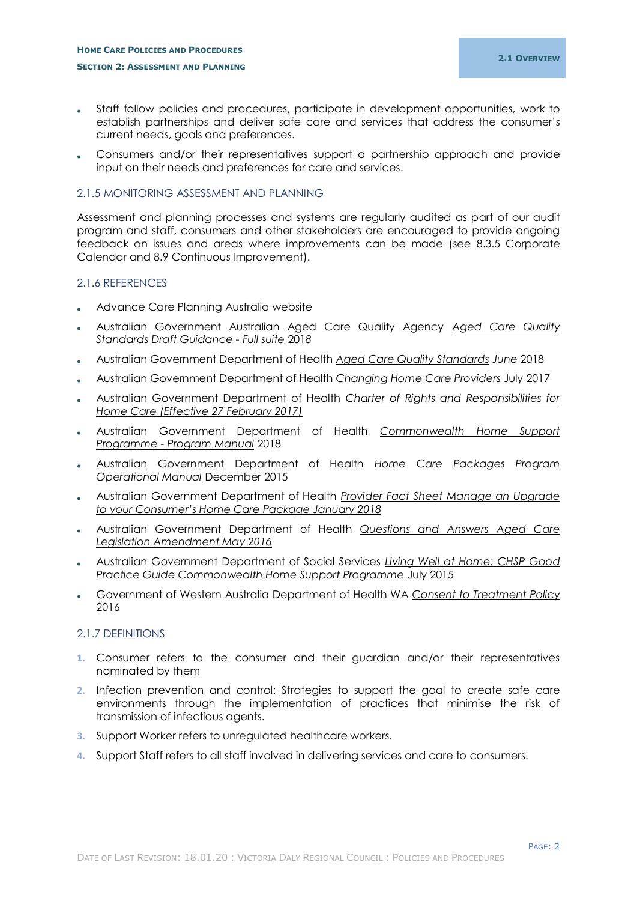- Staff follow policies and procedures, participate in development opportunities, work to establish partnerships and deliver safe care and services that address the consumer's current needs, goals and preferences.
- Consumers and/or their representatives support a partnership approach and provide input on their needs and preferences for care and services.

### 2.1.5 MONITORING ASSESSMENT AND PLANNING

Assessment and planning processes and systems are regularly audited as part of our audit program and staff, consumers and other stakeholders are encouraged to provide ongoing feedback on issues and areas where improvements can be made (see 8.3.5 Corporate Calendar and 8.9 Continuous Improvement).

### 2.1.6 REFERENCES

- Advance Care Planning Australia website
- Australian Government Australian Aged Care Quality Agency *Aged Care Quality Standards Draft Guidance - Full suite* 2018
- Australian Government Department of Health *Aged Care Quality Standards June* 2018
- Australian Government Department of Health *Changing Home Care Providers* July 2017
- Australian Government Department of Health *Charter of Rights and Responsibilities for Home Care (Effective 27 February 2017)*
- Australian Government Department of Health *Commonwealth Home Support Programme - Program Manual* 2018
- Australian Government Department of Health *Home Care Packages Program Operational Manual* December 2015
- Australian Government Department of Health *Provider Fact Sheet Manage an Upgrade to your Consumer's Home Care Package January 2018*
- Australian Government Department of Health *Questions and Answers Aged Care Legislation Amendment May 2016*
- Australian Government Department of Social Services *Living Well at Home: CHSP Good Practice Guide Commonwealth Home Support Programme* July 2015
- Government of Western Australia Department of Health WA *Consent to Treatment Policy* 2016

### 2.1.7 DEFINITIONS

1. Consumer refers to the consumer and their guardian and/or their representatives nominated by them
2. Infection prevention and control: Strategies to support the goal to create safe care environments through the implementation of practices that minimise the risk of transmission of infectious agents.
3. Support Worker refers to unregulated healthcare workers.
4. Support Staff refers to all staff involved in delivering services and care to consumers.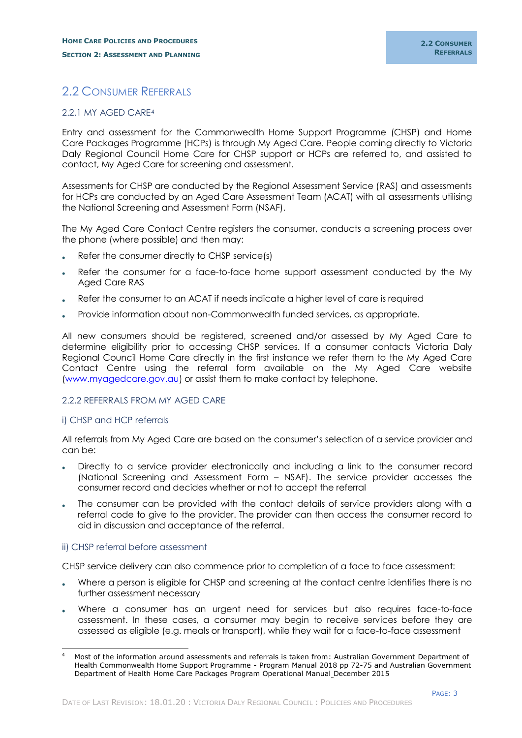## 2.2 Consumer Referrals

### 2.2.1 My Aged Care[4]

Entry and assessment for the Commonwealth Home Support Programme (CHSP) and Home Care Packages Programme (HCPs) is through My Aged Care. People coming directly to Victoria Daly Regional Council Home Care for CHSP support or HCPs are referred to, and assisted to contact, My Aged Care for screening and assessment.

Assessments for CHSP are conducted by the Regional Assessment Service (RAS) and assessments for HCPs are conducted by an Aged Care Assessment Team (ACAT) with all assessments utilising the National Screening and Assessment Form (NSAF).

The My Aged Care Contact Centre registers the consumer, conducts a screening process over the phone (where possible) and then may:

- Refer the consumer directly to CHSP service(s)
- Refer the consumer for a face-to-face home support assessment conducted by the My Aged Care RAS
- Refer the consumer to an ACAT if needs indicate a higher level of care is required
- Provide information about non-Commonwealth funded services, as appropriate.

All new consumers should be registered, screened and/or assessed by My Aged Care to determine eligibility prior to accessing CHSP services. If a consumer contacts Victoria Daly Regional Council Home Care directly in the first instance we refer them to the My Aged Care Contact Centre using the referral form available on the My Aged Care website (www.myagedcare.gov.au) or assist them to make contact by telephone.

### 2.2.2 Referrals from My Aged Care

#### i) CHSP and HCP referrals

All referrals from My Aged Care are based on the consumer's selection of a service provider and can be:

- Directly to a service provider electronically and including a link to the consumer record (National Screening and Assessment Form – NSAF). The service provider accesses the consumer record and decides whether or not to accept the referral
- The consumer can be provided with the contact details of service providers along with a referral code to give to the provider. The provider can then access the consumer record to aid in discussion and acceptance of the referral.

#### ii) CHSP referral before assessment

CHSP service delivery can also commence prior to completion of a face to face assessment:

- Where a person is eligible for CHSP and screening at the contact centre identifies there is no further assessment necessary
- Where a consumer has an urgent need for services but also requires face-to-face assessment. In these cases, a consumer may begin to receive services before they are assessed as eligible (e.g. meals or transport), while they wait for a face-to-face assessment

[4] Most of the information around assessments and referrals is taken from: Australian Government Department of Health Commonwealth Home Support Programme - Program Manual 2018 pp 72-75 and Australian Government Department of Health Home Care Packages Program Operational Manual December 2015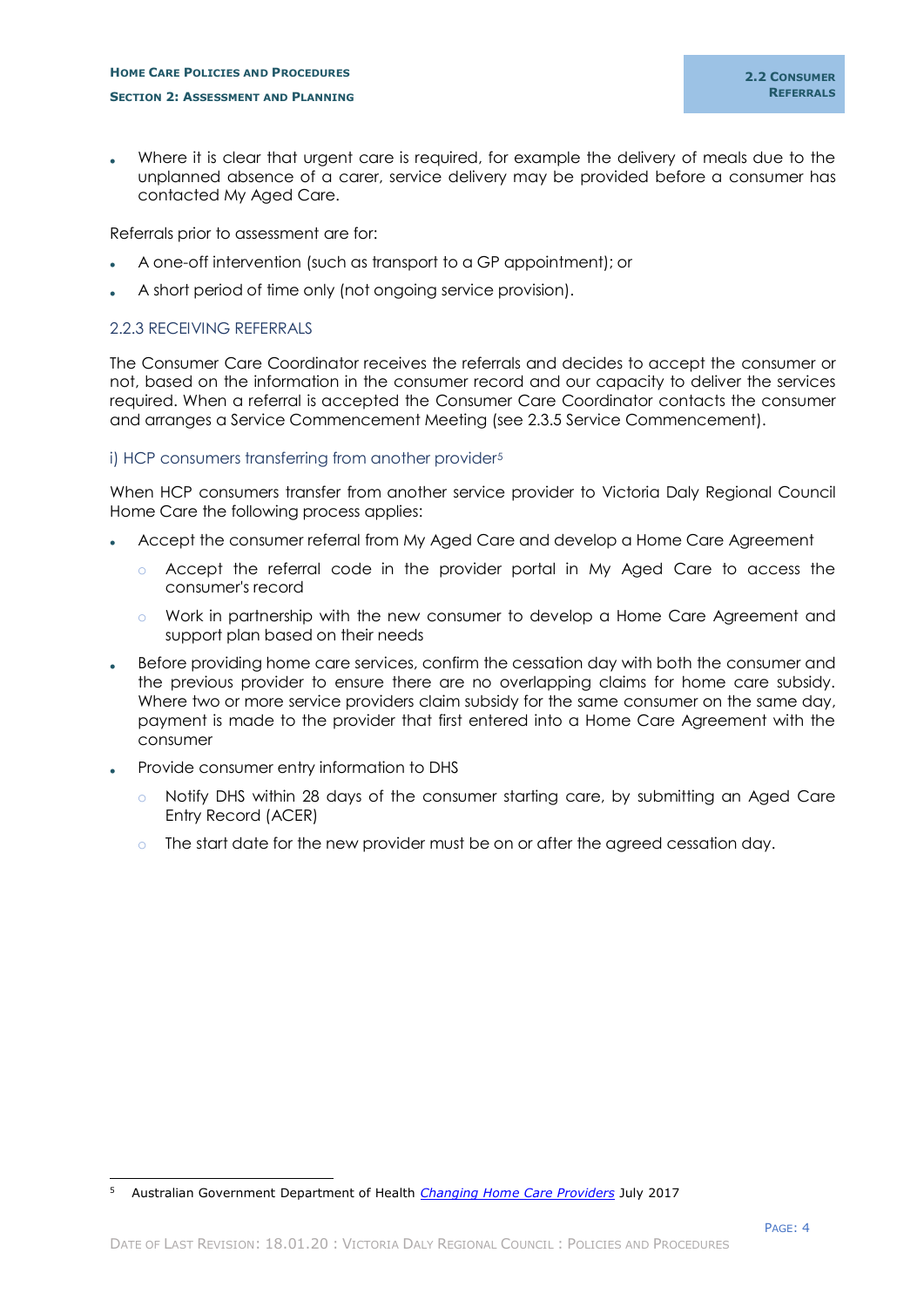- Where it is clear that urgent care is required, for example the delivery of meals due to the unplanned absence of a carer, service delivery may be provided before a consumer has contacted My Aged Care.

Referrals prior to assessment are for:

- A one-off intervention (such as transport to a GP appointment); or
- A short period of time only (not ongoing service provision).

### 2.2.3 RECEIVING REFERRALS

The Consumer Care Coordinator receives the referrals and decides to accept the consumer or not, based on the information in the consumer record and our capacity to deliver the services required. When a referral is accepted the Consumer Care Coordinator contacts the consumer and arranges a Service Commencement Meeting (see 2.3.5 Service Commencement).

#### i) HCP consumers transferring from another provider[5]

When HCP consumers transfer from another service provider to Victoria Daly Regional Council Home Care the following process applies:

- Accept the consumer referral from My Aged Care and develop a Home Care Agreement
  - Accept the referral code in the provider portal in My Aged Care to access the consumer's record
  - Work in partnership with the new consumer to develop a Home Care Agreement and support plan based on their needs
- Before providing home care services, confirm the cessation day with both the consumer and the previous provider to ensure there are no overlapping claims for home care subsidy. Where two or more service providers claim subsidy for the same consumer on the same day, payment is made to the provider that first entered into a Home Care Agreement with the consumer
- Provide consumer entry information to DHS
  - Notify DHS within 28 days of the consumer starting care, by submitting an Aged Care Entry Record (ACER)
  - The start date for the new provider must be on or after the agreed cessation day.

---

[5] Australian Government Department of Health *Changing Home Care Providers* July 2017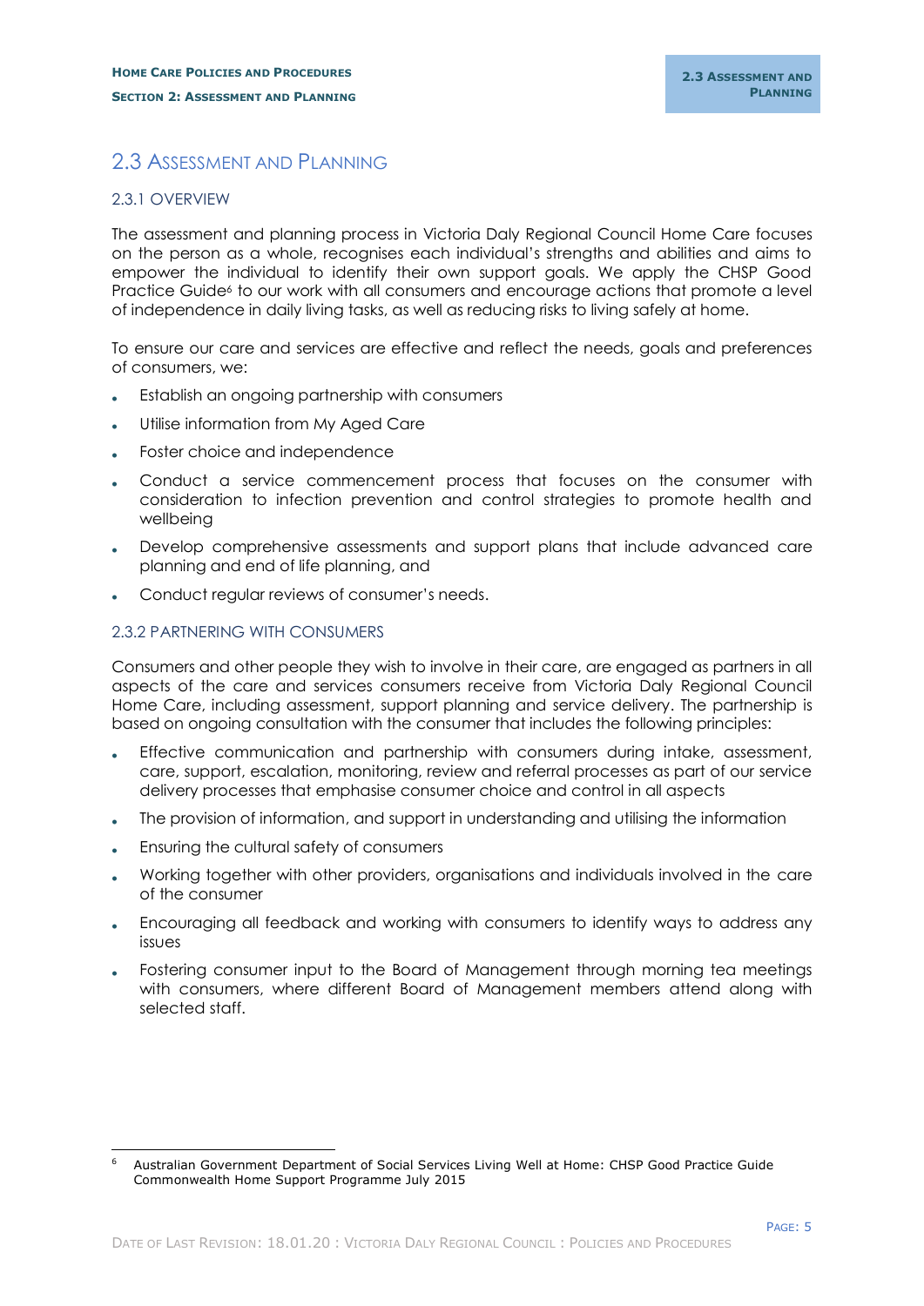## 2.3 Assessment and Planning

### 2.3.1 OVERVIEW

The assessment and planning process in Victoria Daly Regional Council Home Care focuses on the person as a whole, recognises each individual's strengths and abilities and aims to empower the individual to identify their own support goals. We apply the CHSP Good Practice Guide[6] to our work with all consumers and encourage actions that promote a level of independence in daily living tasks, as well as reducing risks to living safely at home.

To ensure our care and services are effective and reflect the needs, goals and preferences of consumers, we:

- Establish an ongoing partnership with consumers
- Utilise information from My Aged Care
- Foster choice and independence
- Conduct a service commencement process that focuses on the consumer with consideration to infection prevention and control strategies to promote health and wellbeing
- Develop comprehensive assessments and support plans that include advanced care planning and end of life planning, and
- Conduct regular reviews of consumer's needs.

### 2.3.2 PARTNERING WITH CONSUMERS

Consumers and other people they wish to involve in their care, are engaged as partners in all aspects of the care and services consumers receive from Victoria Daly Regional Council Home Care, including assessment, support planning and service delivery. The partnership is based on ongoing consultation with the consumer that includes the following principles:

- Effective communication and partnership with consumers during intake, assessment, care, support, escalation, monitoring, review and referral processes as part of our service delivery processes that emphasise consumer choice and control in all aspects
- The provision of information, and support in understanding and utilising the information
- Ensuring the cultural safety of consumers
- Working together with other providers, organisations and individuals involved in the care of the consumer
- Encouraging all feedback and working with consumers to identify ways to address any issues
- Fostering consumer input to the Board of Management through morning tea meetings with consumers, where different Board of Management members attend along with selected staff.

---

[6] Australian Government Department of Social Services Living Well at Home: CHSP Good Practice Guide Commonwealth Home Support Programme July 2015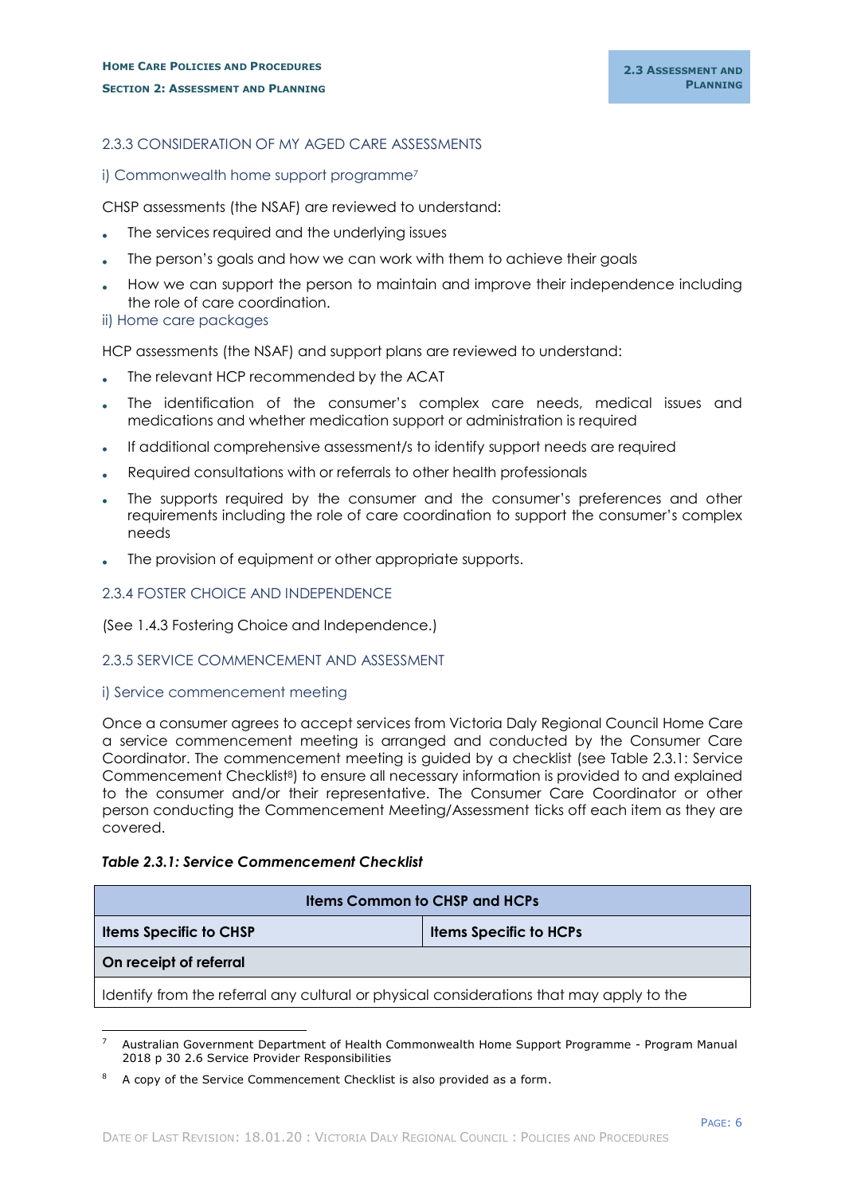### 2.3.3 CONSIDERATION OF MY AGED CARE ASSESSMENTS

#### i) Commonwealth home support programme[7]

CHSP assessments (the NSAF) are reviewed to understand:

- The services required and the underlying issues
- The person's goals and how we can work with them to achieve their goals
- How we can support the person to maintain and improve their independence including the role of care coordination.

#### ii) Home care packages

HCP assessments (the NSAF) and support plans are reviewed to understand:

- The relevant HCP recommended by the ACAT
- The identification of the consumer's complex care needs, medical issues and medications and whether medication support or administration is required
- If additional comprehensive assessment/s to identify support needs are required
- Required consultations with or referrals to other health professionals
- The supports required by the consumer and the consumer's preferences and other requirements including the role of care coordination to support the consumer's complex needs
- The provision of equipment or other appropriate supports.

### 2.3.4 FOSTER CHOICE AND INDEPENDENCE

(See 1.4.3 Fostering Choice and Independence.)

### 2.3.5 SERVICE COMMENCEMENT AND ASSESSMENT

#### i) Service commencement meeting

Once a consumer agrees to accept services from Victoria Daly Regional Council Home Care a service commencement meeting is arranged and conducted by the Consumer Care Coordinator. The commencement meeting is guided by a checklist (see Table 2.3.1: Service Commencement Checklist[8]) to ensure all necessary information is provided to and explained to the consumer and/or their representative. The Consumer Care Coordinator or other person conducting the Commencement Meeting/Assessment ticks off each item as they are covered.

***Table 2.3.1: Service Commencement Checklist***

| Items Common to CHSP and HCPs | |
|---|---|
| **Items Specific to CHSP** | **Items Specific to HCPs** |
| **On receipt of referral** | |
| Identify from the referral any cultural or physical considerations that may apply to the | |

[7] Australian Government Department of Health Commonwealth Home Support Programme - Program Manual 2018 p 30 2.6 Service Provider Responsibilities

[8] A copy of the Service Commencement Checklist is also provided as a form.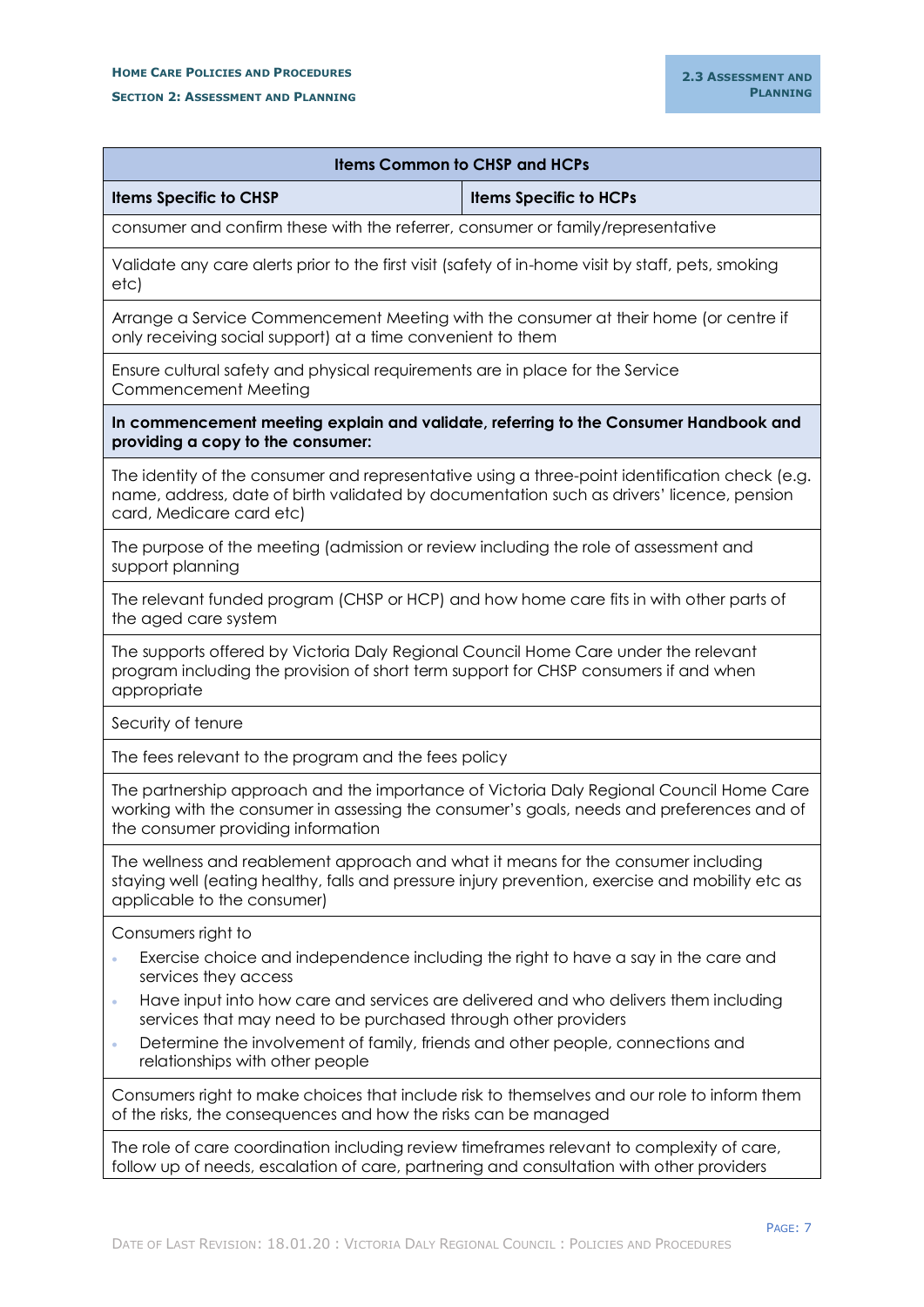| Items Common to CHSP and HCPs | |
|---|---|
| **Items Specific to CHSP** | **Items Specific to HCPs** |
| consumer and confirm these with the referrer, consumer or family/representative | |
| Validate any care alerts prior to the first visit (safety of in-home visit by staff, pets, smoking etc) | |
| Arrange a Service Commencement Meeting with the consumer at their home (or centre if only receiving social support) at a time convenient to them | |
| Ensure cultural safety and physical requirements are in place for the Service Commencement Meeting | |
| **In commencement meeting explain and validate, referring to the Consumer Handbook and providing a copy to the consumer:** | |
| The identity of the consumer and representative using a three-point identification check (e.g. name, address, date of birth validated by documentation such as drivers' licence, pension card, Medicare card etc) | |
| The purpose of the meeting (admission or review including the role of assessment and support planning | |
| The relevant funded program (CHSP or HCP) and how home care fits in with other parts of the aged care system | |
| The supports offered by Victoria Daly Regional Council Home Care under the relevant program including the provision of short term support for CHSP consumers if and when appropriate | |
| Security of tenure | |
| The fees relevant to the program and the fees policy | |
| The partnership approach and the importance of Victoria Daly Regional Council Home Care working with the consumer in assessing the consumer's goals, needs and preferences and of the consumer providing information | |
| The wellness and reablement approach and what it means for the consumer including staying well (eating healthy, falls and pressure injury prevention, exercise and mobility etc as applicable to the consumer) | |
| Consumers right to<br>• Exercise choice and independence including the right to have a say in the care and services they access<br>• Have input into how care and services are delivered and who delivers them including services that may need to be purchased through other providers<br>• Determine the involvement of family, friends and other people, connections and relationships with other people | |
| Consumers right to make choices that include risk to themselves and our role to inform them of the risks, the consequences and how the risks can be managed | |
| The role of care coordination including review timeframes relevant to complexity of care, follow up of needs, escalation of care, partnering and consultation with other providers | |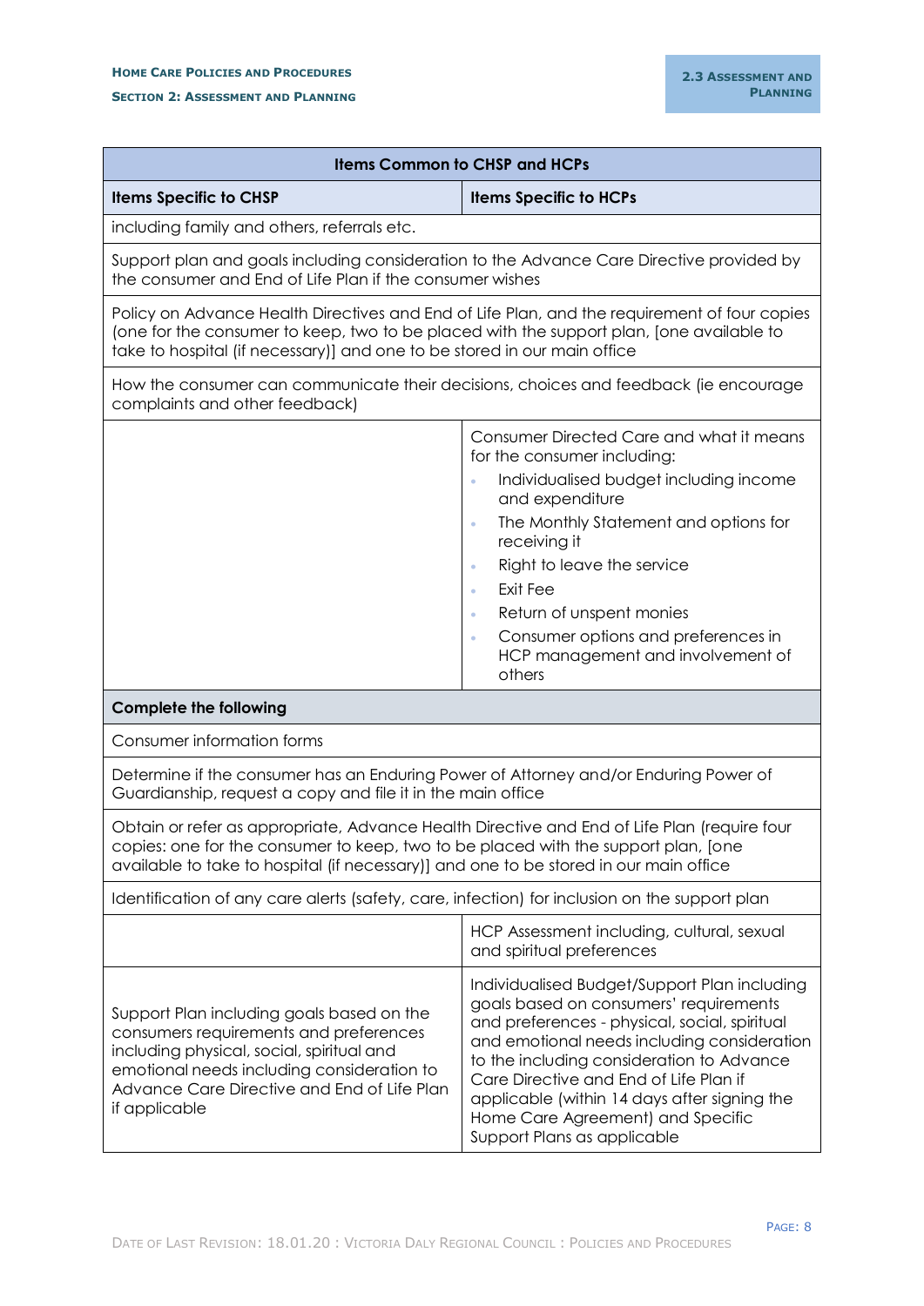| Items Common to CHSP and HCPs | |
|---|---|
| **Items Specific to CHSP** | **Items Specific to HCPs** |
| including family and others, referrals etc. | |
| Support plan and goals including consideration to the Advance Care Directive provided by the consumer and End of Life Plan if the consumer wishes | |
| Policy on Advance Health Directives and End of Life Plan, and the requirement of four copies (one for the consumer to keep, two to be placed with the support plan, [one available to take to hospital (if necessary)] and one to be stored in our main office | |
| How the consumer can communicate their decisions, choices and feedback (ie encourage complaints and other feedback) | |
| | Consumer Directed Care and what it means for the consumer including:<br>• Individualised budget including income and expenditure<br>• The Monthly Statement and options for receiving it<br>• Right to leave the service<br>• Exit Fee<br>• Return of unspent monies<br>• Consumer options and preferences in HCP management and involvement of others |
| **Complete the following** | |
| Consumer information forms | |
| Determine if the consumer has an Enduring Power of Attorney and/or Enduring Power of Guardianship, request a copy and file it in the main office | |
| Obtain or refer as appropriate, Advance Health Directive and End of Life Plan (require four copies: one for the consumer to keep, two to be placed with the support plan, [one available to take to hospital (if necessary)] and one to be stored in our main office | |
| Identification of any care alerts (safety, care, infection) for inclusion on the support plan | |
| | HCP Assessment including, cultural, sexual and spiritual preferences |
| Support Plan including goals based on the consumers requirements and preferences including physical, social, spiritual and emotional needs including consideration to Advance Care Directive and End of Life Plan if applicable | Individualised Budget/Support Plan including goals based on consumers' requirements and preferences - physical, social, spiritual and emotional needs including consideration to the including consideration to Advance Care Directive and End of Life Plan if applicable (within 14 days after signing the Home Care Agreement) and Specific Support Plans as applicable |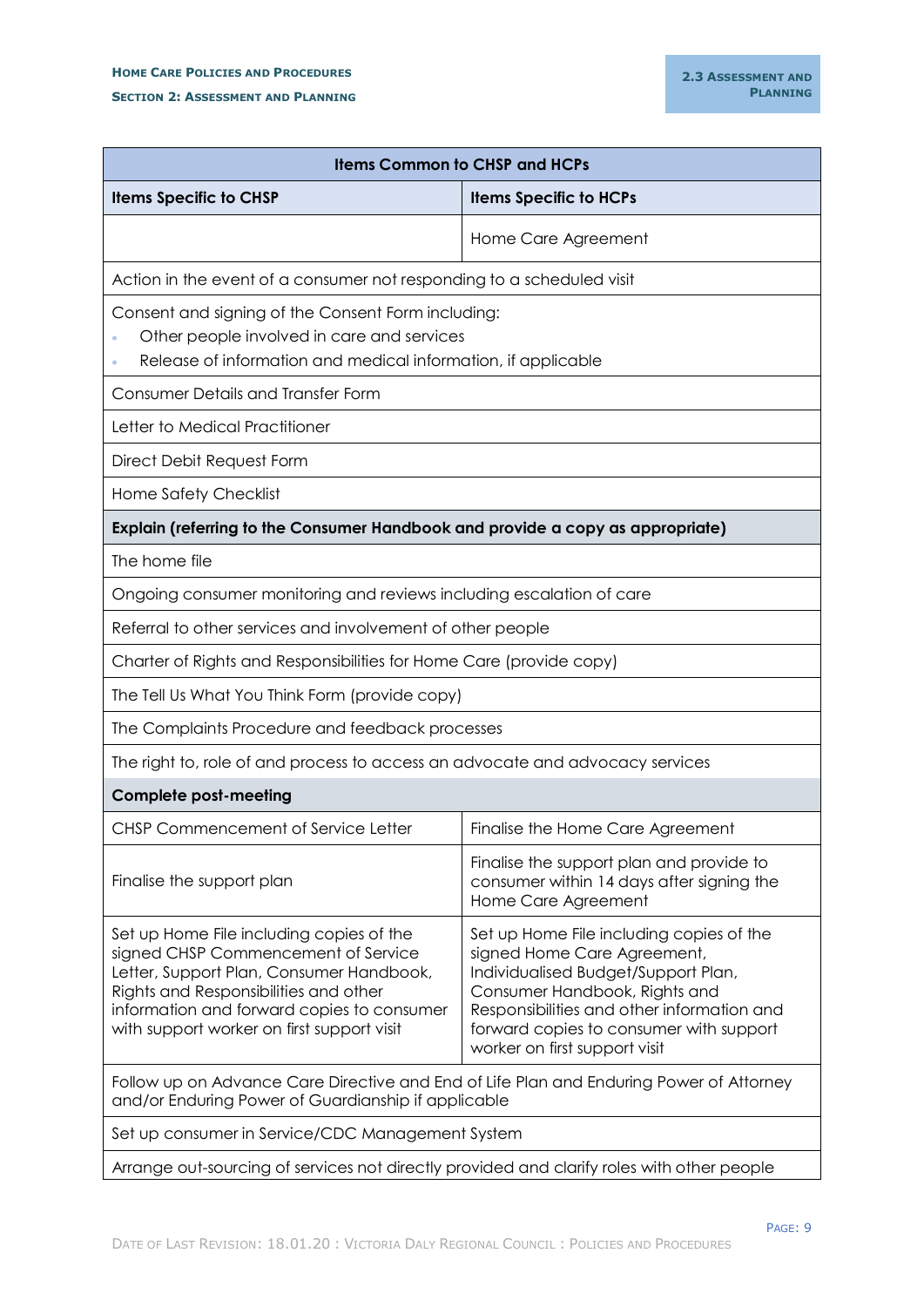| Items Common to CHSP and HCPs | |
|---|---|
| **Items Specific to CHSP** | **Items Specific to HCPs** |
| | Home Care Agreement |
| Action in the event of a consumer not responding to a scheduled visit | |
| Consent and signing of the Consent Form including:<br>• Other people involved in care and services<br>• Release of information and medical information, if applicable | |
| Consumer Details and Transfer Form | |
| Letter to Medical Practitioner | |
| Direct Debit Request Form | |
| Home Safety Checklist | |
| **Explain (referring to the Consumer Handbook and provide a copy as appropriate)** | |
| The home file | |
| Ongoing consumer monitoring and reviews including escalation of care | |
| Referral to other services and involvement of other people | |
| Charter of Rights and Responsibilities for Home Care (provide copy) | |
| The Tell Us What You Think Form (provide copy) | |
| The Complaints Procedure and feedback processes | |
| The right to, role of and process to access an advocate and advocacy services | |
| **Complete post-meeting** | |
| CHSP Commencement of Service Letter | Finalise the Home Care Agreement |
| Finalise the support plan | Finalise the support plan and provide to consumer within 14 days after signing the Home Care Agreement |
| Set up Home File including copies of the signed CHSP Commencement of Service Letter, Support Plan, Consumer Handbook, Rights and Responsibilities and other information and forward copies to consumer with support worker on first support visit | Set up Home File including copies of the signed Home Care Agreement, Individualised Budget/Support Plan, Consumer Handbook, Rights and Responsibilities and other information and forward copies to consumer with support worker on first support visit |
| Follow up on Advance Care Directive and End of Life Plan and Enduring Power of Attorney and/or Enduring Power of Guardianship if applicable | |
| Set up consumer in Service/CDC Management System | |
| Arrange out-sourcing of services not directly provided and clarify roles with other people | |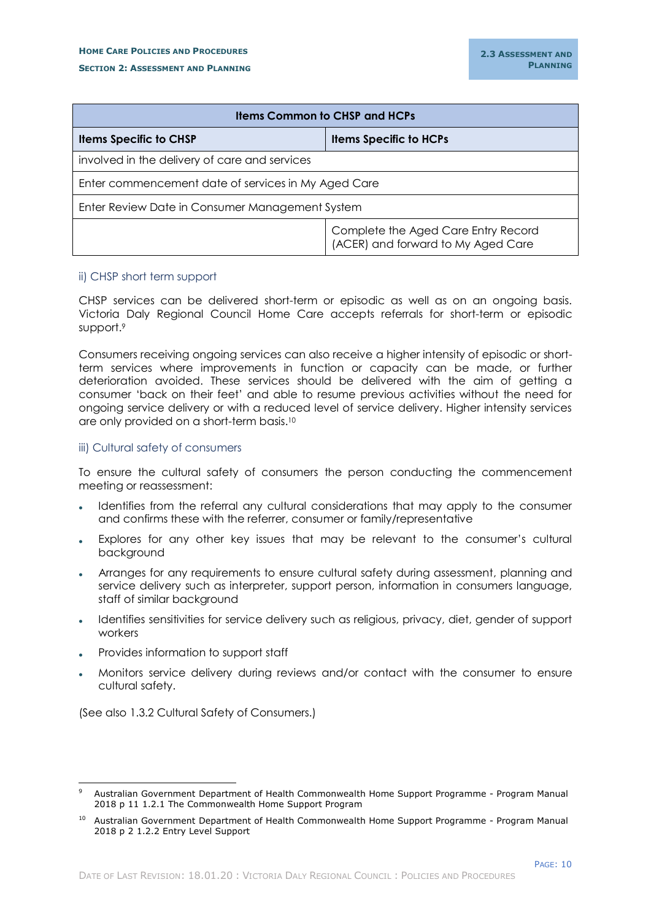| Items Common to CHSP and HCPs | |
|---|---|
| **Items Specific to CHSP** | **Items Specific to HCPs** |
| involved in the delivery of care and services | |
| Enter commencement date of services in My Aged Care | |
| Enter Review Date in Consumer Management System | |
| | Complete the Aged Care Entry Record (ACER) and forward to My Aged Care |

### ii) CHSP short term support

CHSP services can be delivered short-term or episodic as well as on an ongoing basis. Victoria Daly Regional Council Home Care accepts referrals for short-term or episodic support.[9]

Consumers receiving ongoing services can also receive a higher intensity of episodic or short-term services where improvements in function or capacity can be made, or further deterioration avoided. These services should be delivered with the aim of getting a consumer 'back on their feet' and able to resume previous activities without the need for ongoing service delivery or with a reduced level of service delivery. Higher intensity services are only provided on a short-term basis.[10]

### iii) Cultural safety of consumers

To ensure the cultural safety of consumers the person conducting the commencement meeting or reassessment:

- Identifies from the referral any cultural considerations that may apply to the consumer and confirms these with the referrer, consumer or family/representative
- Explores for any other key issues that may be relevant to the consumer's cultural background
- Arranges for any requirements to ensure cultural safety during assessment, planning and service delivery such as interpreter, support person, information in consumers language, staff of similar background
- Identifies sensitivities for service delivery such as religious, privacy, diet, gender of support workers
- Provides information to support staff
- Monitors service delivery during reviews and/or contact with the consumer to ensure cultural safety.

(See also 1.3.2 Cultural Safety of Consumers.)

---

[9] Australian Government Department of Health Commonwealth Home Support Programme - Program Manual 2018 p 11 1.2.1 The Commonwealth Home Support Program

[10] Australian Government Department of Health Commonwealth Home Support Programme - Program Manual 2018 p 2 1.2.2 Entry Level Support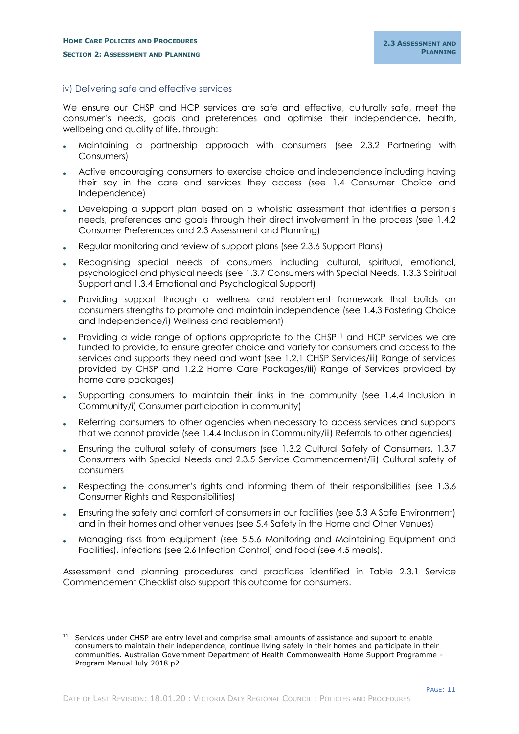### iv) Delivering safe and effective services

We ensure our CHSP and HCP services are safe and effective, culturally safe, meet the consumer's needs, goals and preferences and optimise their independence, health, wellbeing and quality of life, through:

- Maintaining a partnership approach with consumers (see 2.3.2 Partnering with Consumers)
- Active encouraging consumers to exercise choice and independence including having their say in the care and services they access (see 1.4 Consumer Choice and Independence)
- Developing a support plan based on a wholistic assessment that identifies a person's needs, preferences and goals through their direct involvement in the process (see 1.4.2 Consumer Preferences and 2.3 Assessment and Planning)
- Regular monitoring and review of support plans (see 2.3.6 Support Plans)
- Recognising special needs of consumers including cultural, spiritual, emotional, psychological and physical needs (see 1.3.7 Consumers with Special Needs, 1.3.3 Spiritual Support and 1.3.4 Emotional and Psychological Support)
- Providing support through a wellness and reablement framework that builds on consumers strengths to promote and maintain independence (see 1.4.3 Fostering Choice and Independence/i) Wellness and reablement)
- Providing a wide range of options appropriate to the CHSP[11] and HCP services we are funded to provide, to ensure greater choice and variety for consumers and access to the services and supports they need and want (see 1.2.1 CHSP Services/iii) Range of services provided by CHSP and 1.2.2 Home Care Packages/iii) Range of Services provided by home care packages)
- Supporting consumers to maintain their links in the community (see 1.4.4 Inclusion in Community/i) Consumer participation in community)
- Referring consumers to other agencies when necessary to access services and supports that we cannot provide (see 1.4.4 Inclusion in Community/iii) Referrals to other agencies)
- Ensuring the cultural safety of consumers (see 1.3.2 Cultural Safety of Consumers, 1.3.7 Consumers with Special Needs and 2.3.5 Service Commencement/iii) Cultural safety of consumers
- Respecting the consumer's rights and informing them of their responsibilities (see 1.3.6 Consumer Rights and Responsibilities)
- Ensuring the safety and comfort of consumers in our facilities (see 5.3 A Safe Environment) and in their homes and other venues (see 5.4 Safety in the Home and Other Venues)
- Managing risks from equipment (see 5.5.6 Monitoring and Maintaining Equipment and Facilities), infections (see 2.6 Infection Control) and food (see 4.5 meals).

Assessment and planning procedures and practices identified in Table 2.3.1 Service Commencement Checklist also support this outcome for consumers.

---

[11] Services under CHSP are entry level and comprise small amounts of assistance and support to enable consumers to maintain their independence, continue living safely in their homes and participate in their communities. Australian Government Department of Health Commonwealth Home Support Programme - Program Manual July 2018 p2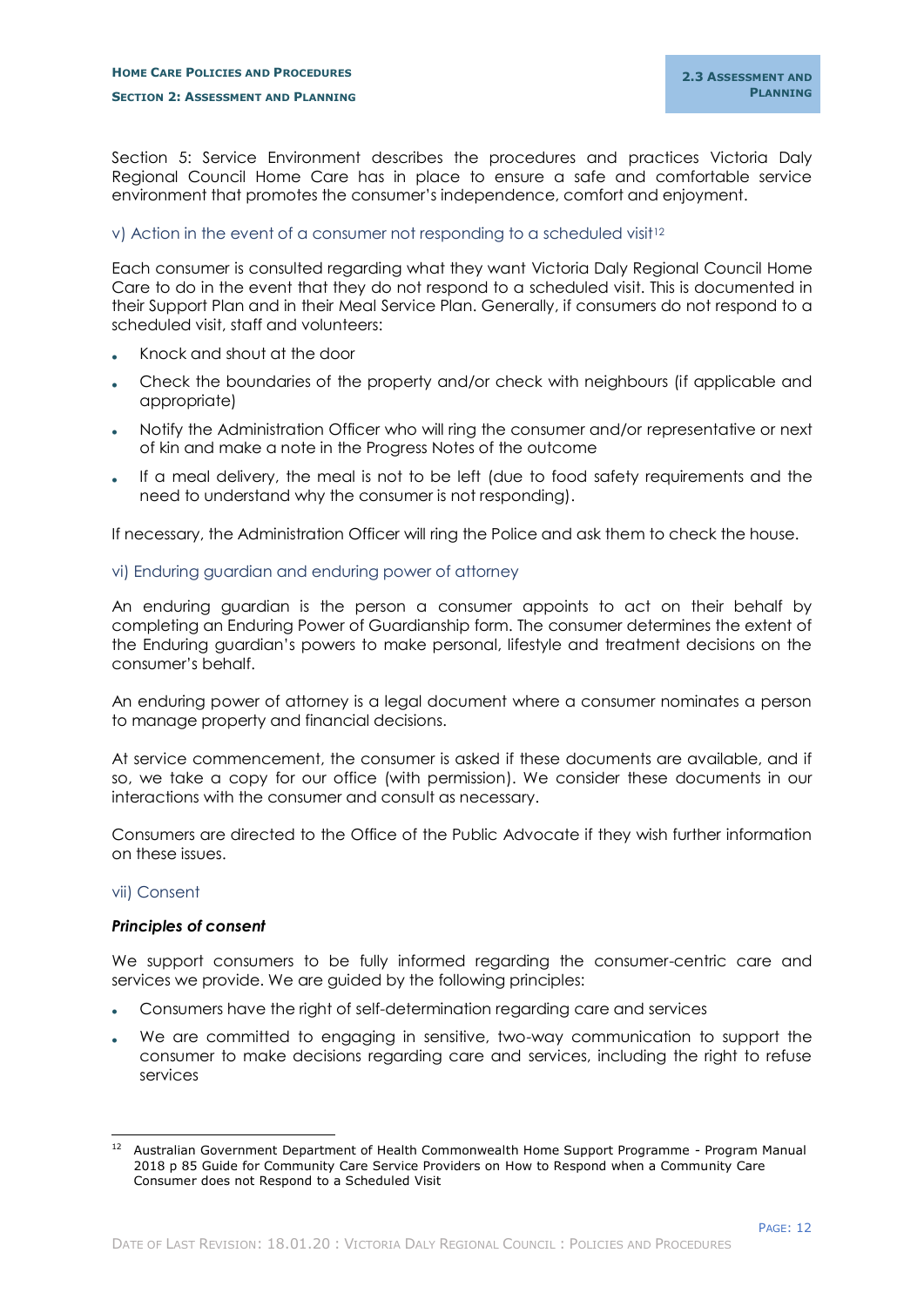Section 5: Service Environment describes the procedures and practices Victoria Daly Regional Council Home Care has in place to ensure a safe and comfortable service environment that promotes the consumer's independence, comfort and enjoyment.

### v) Action in the event of a consumer not responding to a scheduled visit[12]

Each consumer is consulted regarding what they want Victoria Daly Regional Council Home Care to do in the event that they do not respond to a scheduled visit. This is documented in their Support Plan and in their Meal Service Plan. Generally, if consumers do not respond to a scheduled visit, staff and volunteers:

- Knock and shout at the door
- Check the boundaries of the property and/or check with neighbours (if applicable and appropriate)
- Notify the Administration Officer who will ring the consumer and/or representative or next of kin and make a note in the Progress Notes of the outcome
- If a meal delivery, the meal is not to be left (due to food safety requirements and the need to understand why the consumer is not responding).

If necessary, the Administration Officer will ring the Police and ask them to check the house.

### vi) Enduring guardian and enduring power of attorney

An enduring guardian is the person a consumer appoints to act on their behalf by completing an Enduring Power of Guardianship form. The consumer determines the extent of the Enduring guardian's powers to make personal, lifestyle and treatment decisions on the consumer's behalf.

An enduring power of attorney is a legal document where a consumer nominates a person to manage property and financial decisions.

At service commencement, the consumer is asked if these documents are available, and if so, we take a copy for our office (with permission). We consider these documents in our interactions with the consumer and consult as necessary.

Consumers are directed to the Office of the Public Advocate if they wish further information on these issues.

### vii) Consent

***Principles of consent***

We support consumers to be fully informed regarding the consumer-centric care and services we provide. We are guided by the following principles:

- Consumers have the right of self-determination regarding care and services
- We are committed to engaging in sensitive, two-way communication to support the consumer to make decisions regarding care and services, including the right to refuse services

---

[12] Australian Government Department of Health Commonwealth Home Support Programme - Program Manual 2018 p 85 Guide for Community Care Service Providers on How to Respond when a Community Care Consumer does not Respond to a Scheduled Visit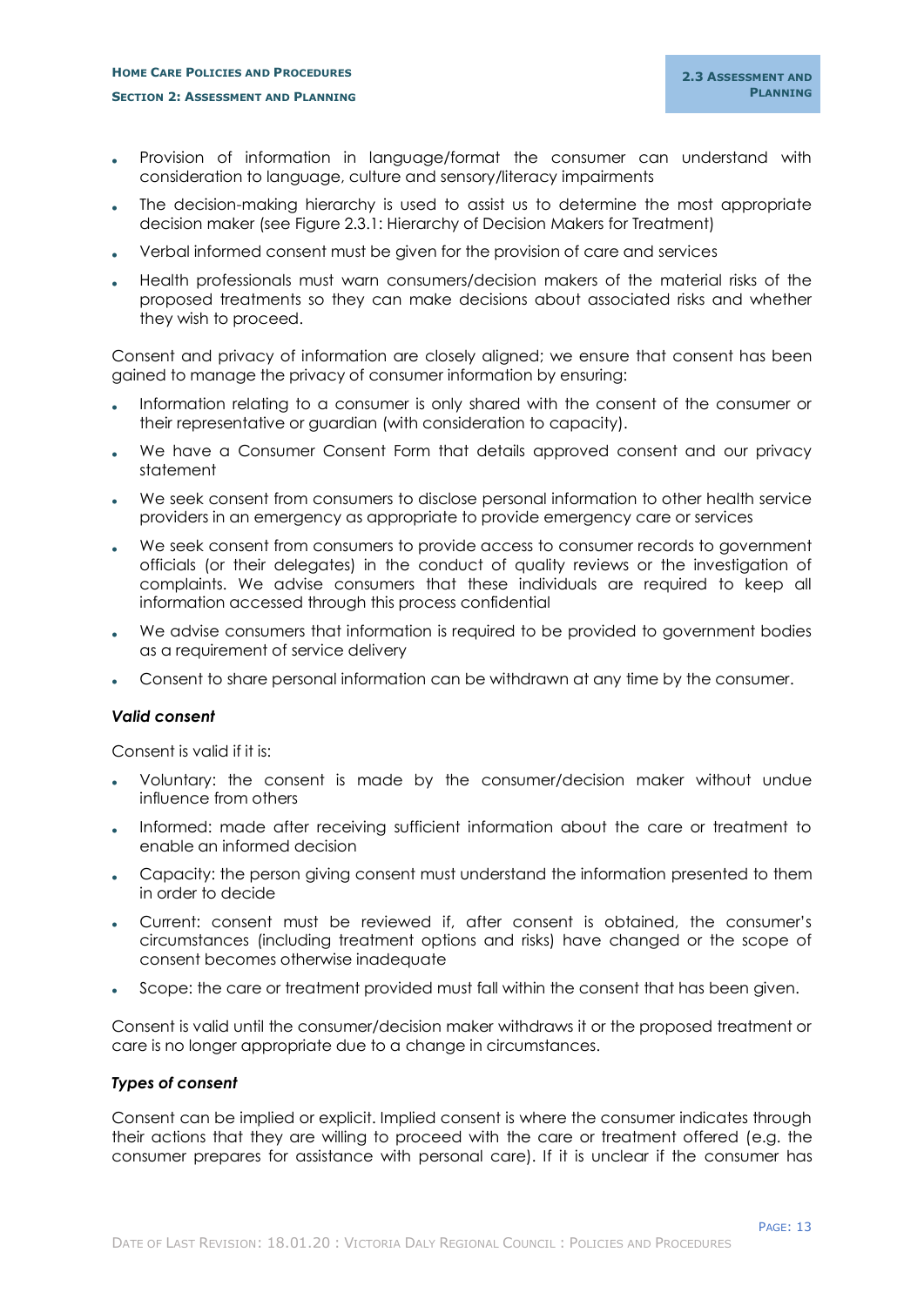- Provision of information in language/format the consumer can understand with consideration to language, culture and sensory/literacy impairments
- The decision-making hierarchy is used to assist us to determine the most appropriate decision maker (see Figure 2.3.1: Hierarchy of Decision Makers for Treatment)
- Verbal informed consent must be given for the provision of care and services
- Health professionals must warn consumers/decision makers of the material risks of the proposed treatments so they can make decisions about associated risks and whether they wish to proceed.

Consent and privacy of information are closely aligned; we ensure that consent has been gained to manage the privacy of consumer information by ensuring:

- Information relating to a consumer is only shared with the consent of the consumer or their representative or guardian (with consideration to capacity).
- We have a Consumer Consent Form that details approved consent and our privacy statement
- We seek consent from consumers to disclose personal information to other health service providers in an emergency as appropriate to provide emergency care or services
- We seek consent from consumers to provide access to consumer records to government officials (or their delegates) in the conduct of quality reviews or the investigation of complaints. We advise consumers that these individuals are required to keep all information accessed through this process confidential
- We advise consumers that information is required to be provided to government bodies as a requirement of service delivery
- Consent to share personal information can be withdrawn at any time by the consumer.

#### *Valid consent*

Consent is valid if it is:

- Voluntary: the consent is made by the consumer/decision maker without undue influence from others
- Informed: made after receiving sufficient information about the care or treatment to enable an informed decision
- Capacity: the person giving consent must understand the information presented to them in order to decide
- Current: consent must be reviewed if, after consent is obtained, the consumer's circumstances (including treatment options and risks) have changed or the scope of consent becomes otherwise inadequate
- Scope: the care or treatment provided must fall within the consent that has been given.

Consent is valid until the consumer/decision maker withdraws it or the proposed treatment or care is no longer appropriate due to a change in circumstances.

#### *Types of consent*

Consent can be implied or explicit. Implied consent is where the consumer indicates through their actions that they are willing to proceed with the care or treatment offered (e.g. the consumer prepares for assistance with personal care). If it is unclear if the consumer has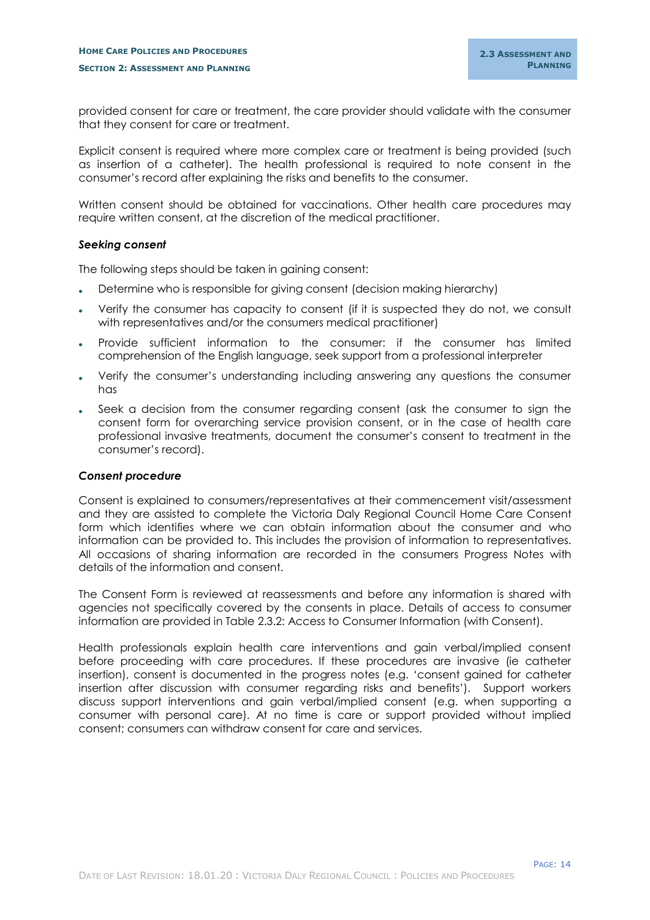provided consent for care or treatment, the care provider should validate with the consumer that they consent for care or treatment.

Explicit consent is required where more complex care or treatment is being provided (such as insertion of a catheter). The health professional is required to note consent in the consumer's record after explaining the risks and benefits to the consumer.

Written consent should be obtained for vaccinations. Other health care procedures may require written consent, at the discretion of the medical practitioner.

***Seeking consent***

The following steps should be taken in gaining consent:

- Determine who is responsible for giving consent (decision making hierarchy)
- Verify the consumer has capacity to consent (if it is suspected they do not, we consult with representatives and/or the consumers medical practitioner)
- Provide sufficient information to the consumer: if the consumer has limited comprehension of the English language, seek support from a professional interpreter
- Verify the consumer's understanding including answering any questions the consumer has
- Seek a decision from the consumer regarding consent (ask the consumer to sign the consent form for overarching service provision consent, or in the case of health care professional invasive treatments, document the consumer's consent to treatment in the consumer's record).

***Consent procedure***

Consent is explained to consumers/representatives at their commencement visit/assessment and they are assisted to complete the Victoria Daly Regional Council Home Care Consent form which identifies where we can obtain information about the consumer and who information can be provided to. This includes the provision of information to representatives. All occasions of sharing information are recorded in the consumers Progress Notes with details of the information and consent.

The Consent Form is reviewed at reassessments and before any information is shared with agencies not specifically covered by the consents in place. Details of access to consumer information are provided in Table 2.3.2: Access to Consumer Information (with Consent).

Health professionals explain health care interventions and gain verbal/implied consent before proceeding with care procedures. If these procedures are invasive (ie catheter insertion), consent is documented in the progress notes (e.g. 'consent gained for catheter insertion after discussion with consumer regarding risks and benefits'). Support workers discuss support interventions and gain verbal/implied consent (e.g. when supporting a consumer with personal care). At no time is care or support provided without implied consent; consumers can withdraw consent for care and services.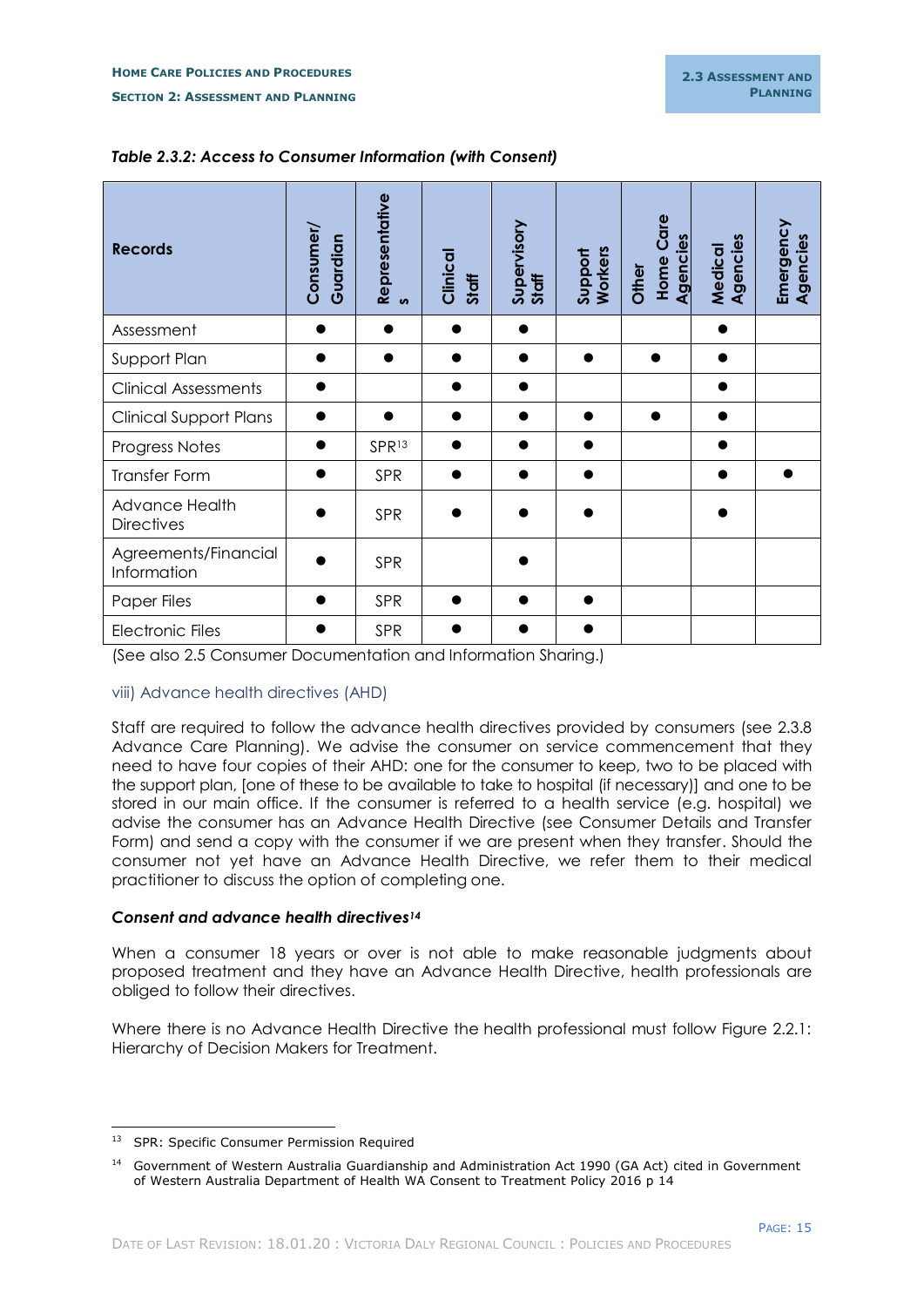*Table 2.3.2: Access to Consumer Information (with Consent)*

| Records | Consumer/ Guardian | Representatives | Clinical Staff | Supervisory Staff | Support Workers | Other Home Care Agencies | Medical Agencies | Emergency Agencies |
|---|---|---|---|---|---|---|---|---|
| Assessment | ● | ● | ● | ● | | | ● | |
| Support Plan | ● | ● | ● | ● | ● | ● | ● | |
| Clinical Assessments | ● | | ● | ● | | | ● | |
| Clinical Support Plans | ● | ● | ● | ● | ● | ● | ● | |
| Progress Notes | ● | SPR[13] | ● | ● | ● | | ● | |
| Transfer Form | ● | SPR | ● | ● | ● | | ● | ● |
| Advance Health Directives | ● | SPR | ● | ● | ● | | ● | |
| Agreements/Financial Information | ● | SPR | | ● | | | | |
| Paper Files | ● | SPR | ● | ● | ● | | | |
| Electronic Files | ● | SPR | ● | ● | ● | | | |

(See also 2.5 Consumer Documentation and Information Sharing.)

### viii) Advance health directives (AHD)

Staff are required to follow the advance health directives provided by consumers (see 2.3.8 Advance Care Planning). We advise the consumer on service commencement that they need to have four copies of their AHD: one for the consumer to keep, two to be placed with the support plan, [one of these to be available to take to hospital (if necessary)] and one to be stored in our main office. If the consumer is referred to a health service (e.g. hospital) we advise the consumer has an Advance Health Directive (see Consumer Details and Transfer Form) and send a copy with the consumer if we are present when they transfer. Should the consumer not yet have an Advance Health Directive, we refer them to their medical practitioner to discuss the option of completing one.

#### *Consent and advance health directives[14]*

When a consumer 18 years or over is not able to make reasonable judgments about proposed treatment and they have an Advance Health Directive, health professionals are obliged to follow their directives.

Where there is no Advance Health Directive the health professional must follow Figure 2.2.1: Hierarchy of Decision Makers for Treatment.

---

[13] SPR: Specific Consumer Permission Required

[14] Government of Western Australia Guardianship and Administration Act 1990 (GA Act) cited in Government of Western Australia Department of Health WA Consent to Treatment Policy 2016 p 14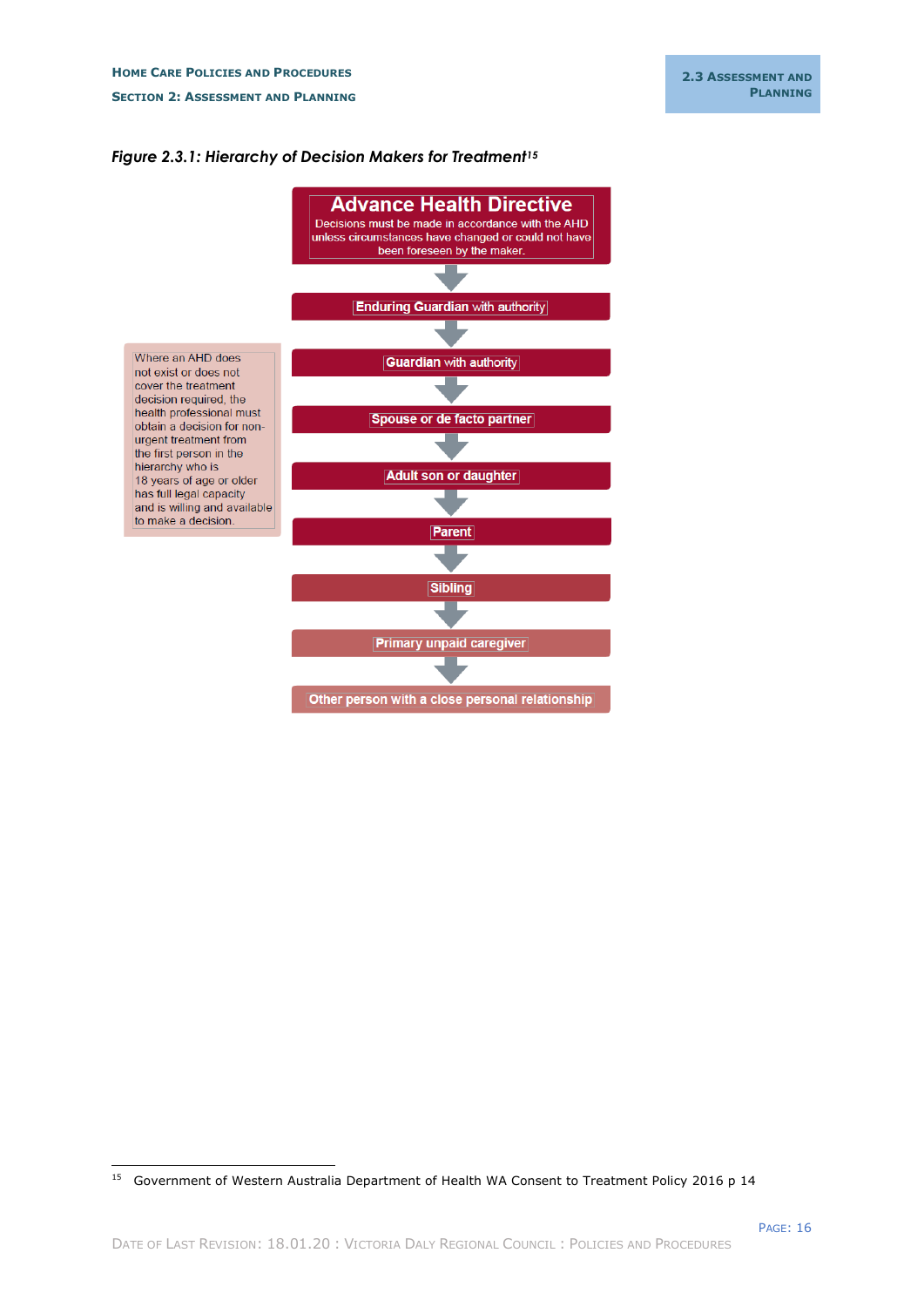*Figure 2.3.1: Hierarchy of Decision Makers for Treatment*[15]

**Advance Health Directive**
Decisions must be made in accordance with the AHD unless circumstances have changed or could not have been foreseen by the maker.

↓

**Enduring Guardian** with authority

↓

**Guardian** with authority

↓

**Spouse or de facto partner**

↓

**Adult son or daughter**

↓

**Parent**

↓

**Sibling**

↓

**Primary unpaid caregiver**

↓

**Other person with a close personal relationship**

Where an AHD does not exist or does not cover the treatment decision required, the health professional must obtain a decision for non-urgent treatment from the first person in the hierarchy who is 18 years of age or older has full legal capacity and is willing and available to make a decision.

---

[15] Government of Western Australia Department of Health WA Consent to Treatment Policy 2016 p 14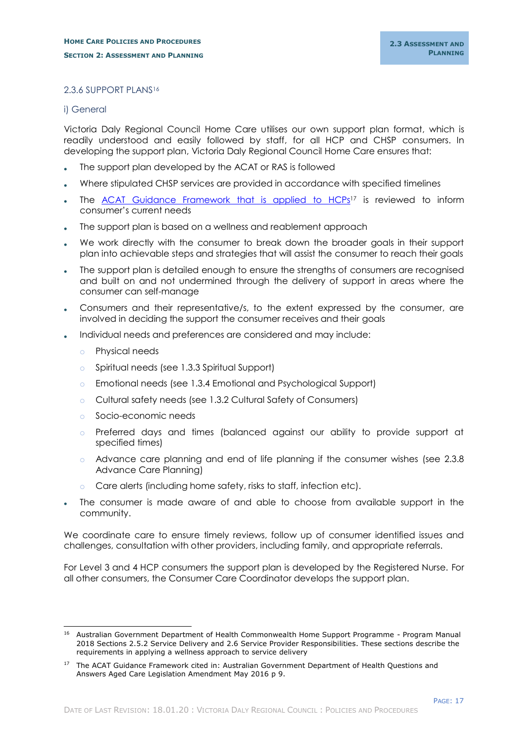### 2.3.6 SUPPORT PLANS[16]

#### i) General

Victoria Daly Regional Council Home Care utilises our own support plan format, which is readily understood and easily followed by staff, for all HCP and CHSP consumers. In developing the support plan, Victoria Daly Regional Council Home Care ensures that:

- The support plan developed by the ACAT or RAS is followed
- Where stipulated CHSP services are provided in accordance with specified timelines
- The ACAT Guidance Framework that is applied to HCPs[17] is reviewed to inform consumer's current needs
- The support plan is based on a wellness and reablement approach
- We work directly with the consumer to break down the broader goals in their support plan into achievable steps and strategies that will assist the consumer to reach their goals
- The support plan is detailed enough to ensure the strengths of consumers are recognised and built on and not undermined through the delivery of support in areas where the consumer can self-manage
- Consumers and their representative/s, to the extent expressed by the consumer, are involved in deciding the support the consumer receives and their goals
- Individual needs and preferences are considered and may include:
  - Physical needs
  - Spiritual needs (see 1.3.3 Spiritual Support)
  - Emotional needs (see 1.3.4 Emotional and Psychological Support)
  - Cultural safety needs (see 1.3.2 Cultural Safety of Consumers)
  - Socio-economic needs
  - Preferred days and times (balanced against our ability to provide support at specified times)
  - Advance care planning and end of life planning if the consumer wishes (see 2.3.8 Advance Care Planning)
  - Care alerts (including home safety, risks to staff, infection etc).
- The consumer is made aware of and able to choose from available support in the community.

We coordinate care to ensure timely reviews, follow up of consumer identified issues and challenges, consultation with other providers, including family, and appropriate referrals.

For Level 3 and 4 HCP consumers the support plan is developed by the Registered Nurse. For all other consumers, the Consumer Care Coordinator develops the support plan.

---

[16] Australian Government Department of Health Commonwealth Home Support Programme - Program Manual 2018 Sections 2.5.2 Service Delivery and 2.6 Service Provider Responsibilities. These sections describe the requirements in applying a wellness approach to service delivery

[17] The ACAT Guidance Framework cited in: Australian Government Department of Health Questions and Answers Aged Care Legislation Amendment May 2016 p 9.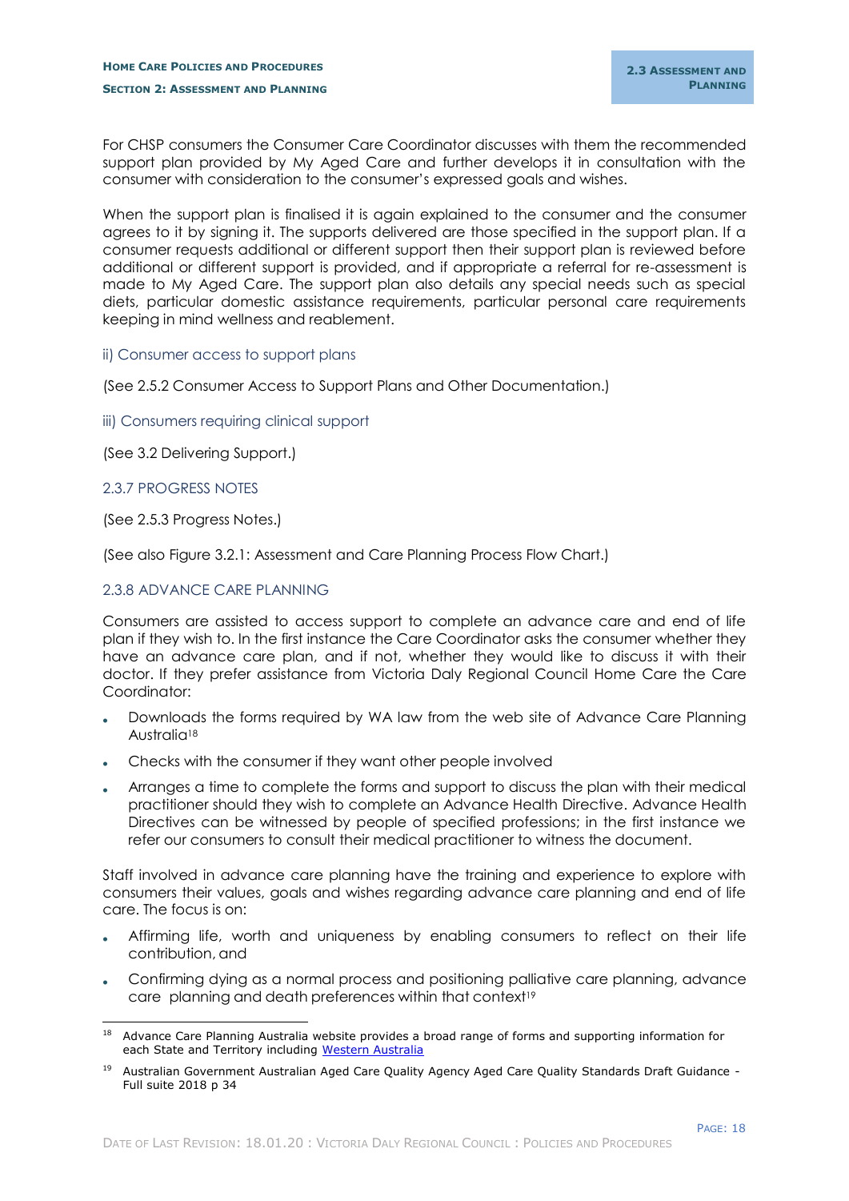For CHSP consumers the Consumer Care Coordinator discusses with them the recommended support plan provided by My Aged Care and further develops it in consultation with the consumer with consideration to the consumer's expressed goals and wishes.

When the support plan is finalised it is again explained to the consumer and the consumer agrees to it by signing it. The supports delivered are those specified in the support plan. If a consumer requests additional or different support then their support plan is reviewed before additional or different support is provided, and if appropriate a referral for re-assessment is made to My Aged Care. The support plan also details any special needs such as special diets, particular domestic assistance requirements, particular personal care requirements keeping in mind wellness and reablement.

#### ii) Consumer access to support plans

(See 2.5.2 Consumer Access to Support Plans and Other Documentation.)

#### iii) Consumers requiring clinical support

(See 3.2 Delivering Support.)

### 2.3.7 PROGRESS NOTES

(See 2.5.3 Progress Notes.)

(See also Figure 3.2.1: Assessment and Care Planning Process Flow Chart.)

### 2.3.8 ADVANCE CARE PLANNING

Consumers are assisted to access support to complete an advance care and end of life plan if they wish to. In the first instance the Care Coordinator asks the consumer whether they have an advance care plan, and if not, whether they would like to discuss it with their doctor. If they prefer assistance from Victoria Daly Regional Council Home Care the Care Coordinator:

- Downloads the forms required by WA law from the web site of Advance Care Planning Australia[18]
- Checks with the consumer if they want other people involved
- Arranges a time to complete the forms and support to discuss the plan with their medical practitioner should they wish to complete an Advance Health Directive. Advance Health Directives can be witnessed by people of specified professions; in the first instance we refer our consumers to consult their medical practitioner to witness the document.

Staff involved in advance care planning have the training and experience to explore with consumers their values, goals and wishes regarding advance care planning and end of life care. The focus is on:

- Affirming life, worth and uniqueness by enabling consumers to reflect on their life contribution, and
- Confirming dying as a normal process and positioning palliative care planning, advance care planning and death preferences within that context[19]

---

[18] Advance Care Planning Australia website provides a broad range of forms and supporting information for each State and Territory including Western Australia

[19] Australian Government Australian Aged Care Quality Agency Aged Care Quality Standards Draft Guidance - Full suite 2018 p 34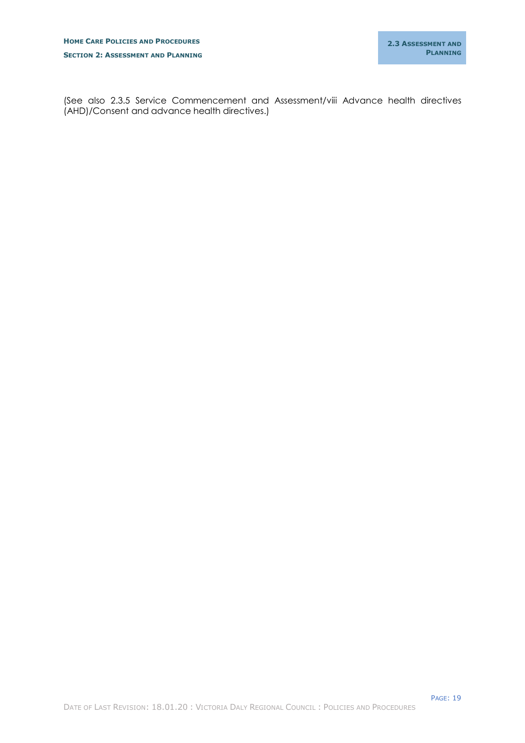(See also 2.3.5 Service Commencement and Assessment/viii Advance health directives (AHD)/Consent and advance health directives.)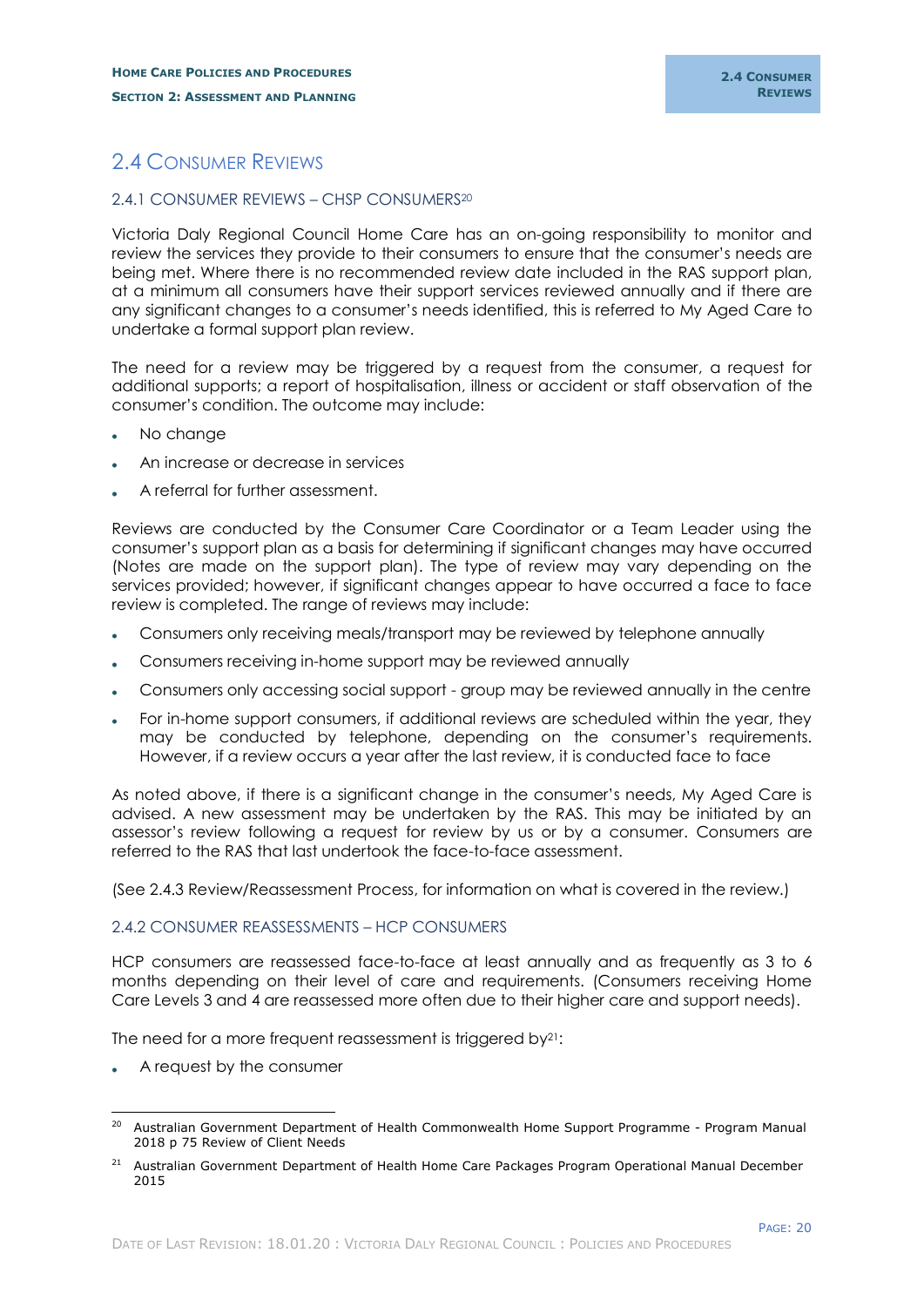# 2.4 Consumer Reviews

## 2.4.1 CONSUMER REVIEWS – CHSP CONSUMERS[20]

Victoria Daly Regional Council Home Care has an on-going responsibility to monitor and review the services they provide to their consumers to ensure that the consumer's needs are being met. Where there is no recommended review date included in the RAS support plan, at a minimum all consumers have their support services reviewed annually and if there are any significant changes to a consumer's needs identified, this is referred to My Aged Care to undertake a formal support plan review.

The need for a review may be triggered by a request from the consumer, a request for additional supports; a report of hospitalisation, illness or accident or staff observation of the consumer's condition. The outcome may include:

- No change
- An increase or decrease in services
- A referral for further assessment.

Reviews are conducted by the Consumer Care Coordinator or a Team Leader using the consumer's support plan as a basis for determining if significant changes may have occurred (Notes are made on the support plan). The type of review may vary depending on the services provided; however, if significant changes appear to have occurred a face to face review is completed. The range of reviews may include:

- Consumers only receiving meals/transport may be reviewed by telephone annually
- Consumers receiving in-home support may be reviewed annually
- Consumers only accessing social support - group may be reviewed annually in the centre
- For in-home support consumers, if additional reviews are scheduled within the year, they may be conducted by telephone, depending on the consumer's requirements. However, if a review occurs a year after the last review, it is conducted face to face

As noted above, if there is a significant change in the consumer's needs, My Aged Care is advised. A new assessment may be undertaken by the RAS. This may be initiated by an assessor's review following a request for review by us or by a consumer. Consumers are referred to the RAS that last undertook the face-to-face assessment.

(See 2.4.3 Review/Reassessment Process, for information on what is covered in the review.)

## 2.4.2 CONSUMER REASSESSMENTS – HCP CONSUMERS

HCP consumers are reassessed face-to-face at least annually and as frequently as 3 to 6 months depending on their level of care and requirements. (Consumers receiving Home Care Levels 3 and 4 are reassessed more often due to their higher care and support needs).

The need for a more frequent reassessment is triggered by[21]:

- A request by the consumer

---

[20] Australian Government Department of Health Commonwealth Home Support Programme - Program Manual 2018 p 75 Review of Client Needs

[21] Australian Government Department of Health Home Care Packages Program Operational Manual December 2015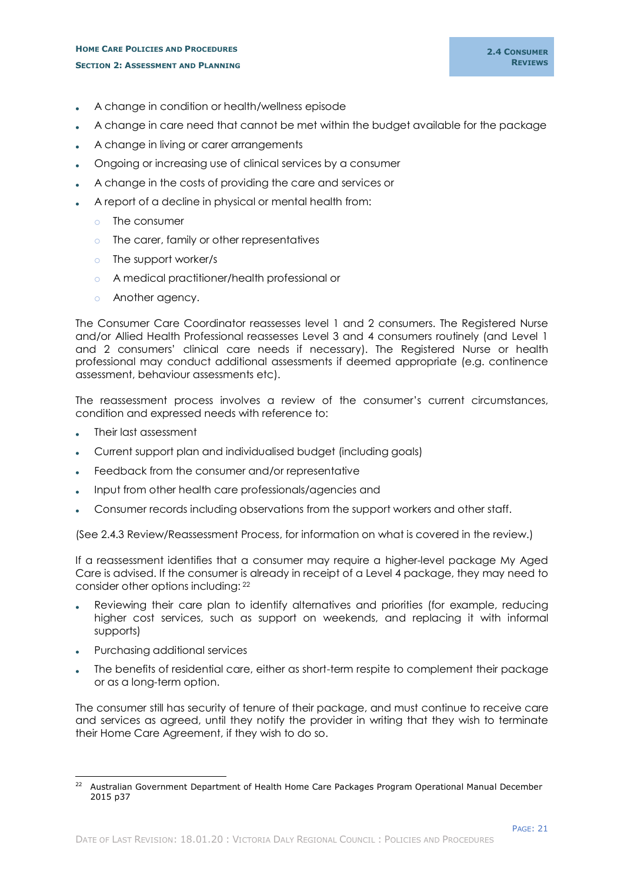- A change in condition or health/wellness episode
- A change in care need that cannot be met within the budget available for the package
- A change in living or carer arrangements
- Ongoing or increasing use of clinical services by a consumer
- A change in the costs of providing the care and services or
- A report of a decline in physical or mental health from:
  - The consumer
  - The carer, family or other representatives
  - The support worker/s
  - A medical practitioner/health professional or
  - Another agency.

The Consumer Care Coordinator reassesses level 1 and 2 consumers. The Registered Nurse and/or Allied Health Professional reassesses Level 3 and 4 consumers routinely (and Level 1 and 2 consumers' clinical care needs if necessary). The Registered Nurse or health professional may conduct additional assessments if deemed appropriate (e.g. continence assessment, behaviour assessments etc).

The reassessment process involves a review of the consumer's current circumstances, condition and expressed needs with reference to:

- Their last assessment
- Current support plan and individualised budget (including goals)
- Feedback from the consumer and/or representative
- Input from other health care professionals/agencies and
- Consumer records including observations from the support workers and other staff.

(See 2.4.3 Review/Reassessment Process, for information on what is covered in the review.)

If a reassessment identifies that a consumer may require a higher-level package My Aged Care is advised. If the consumer is already in receipt of a Level 4 package, they may need to consider other options including: [22]

- Reviewing their care plan to identify alternatives and priorities (for example, reducing higher cost services, such as support on weekends, and replacing it with informal supports)
- Purchasing additional services
- The benefits of residential care, either as short-term respite to complement their package or as a long-term option.

The consumer still has security of tenure of their package, and must continue to receive care and services as agreed, until they notify the provider in writing that they wish to terminate their Home Care Agreement, if they wish to do so.

---

[22] Australian Government Department of Health Home Care Packages Program Operational Manual December 2015 p37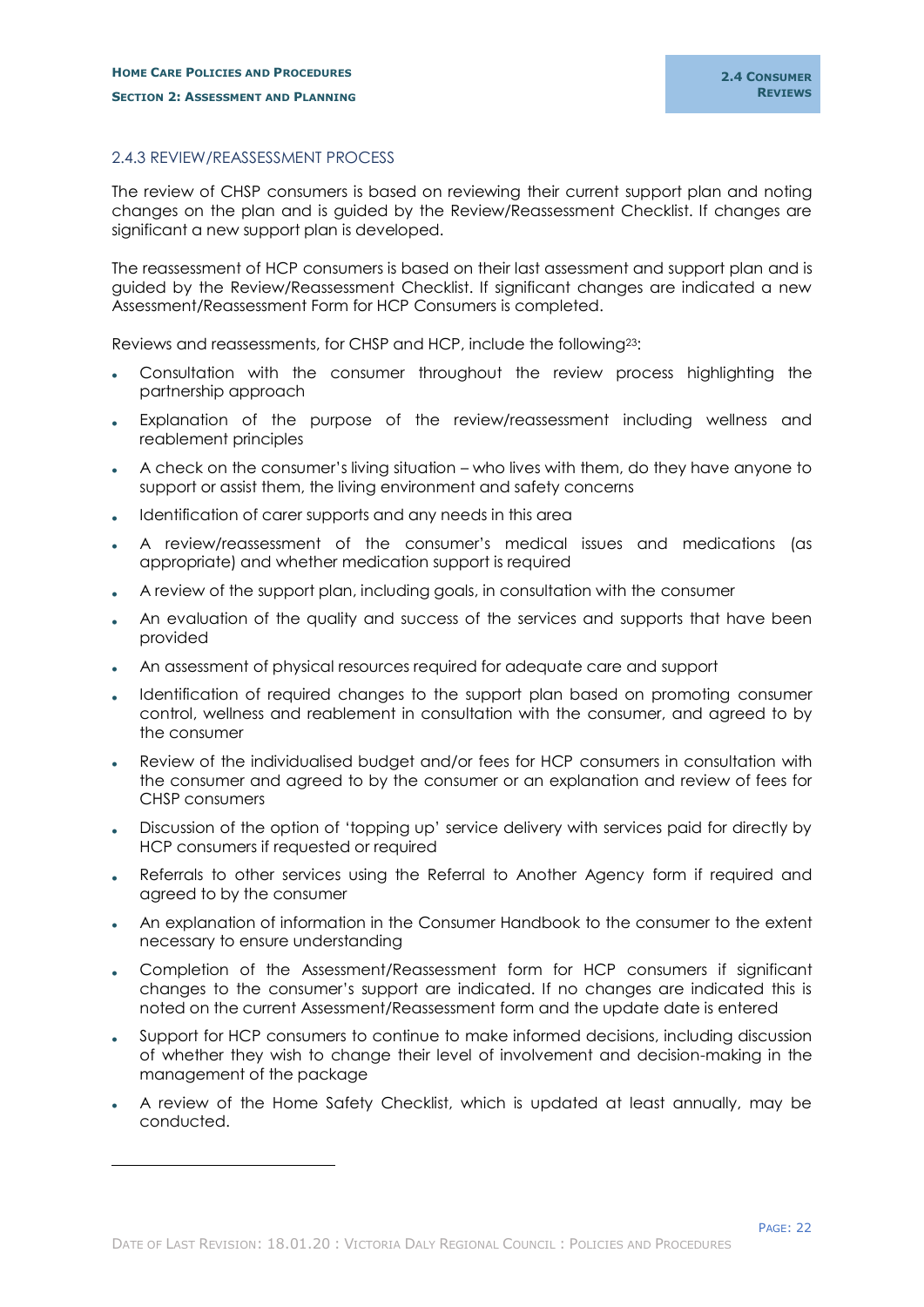### 2.4.3 REVIEW/REASSESSMENT PROCESS

The review of CHSP consumers is based on reviewing their current support plan and noting changes on the plan and is guided by the Review/Reassessment Checklist. If changes are significant a new support plan is developed.

The reassessment of HCP consumers is based on their last assessment and support plan and is guided by the Review/Reassessment Checklist. If significant changes are indicated a new Assessment/Reassessment Form for HCP Consumers is completed.

Reviews and reassessments, for CHSP and HCP, include the following[23]:

- Consultation with the consumer throughout the review process highlighting the partnership approach
- Explanation of the purpose of the review/reassessment including wellness and reablement principles
- A check on the consumer's living situation – who lives with them, do they have anyone to support or assist them, the living environment and safety concerns
- Identification of carer supports and any needs in this area
- A review/reassessment of the consumer's medical issues and medications (as appropriate) and whether medication support is required
- A review of the support plan, including goals, in consultation with the consumer
- An evaluation of the quality and success of the services and supports that have been provided
- An assessment of physical resources required for adequate care and support
- Identification of required changes to the support plan based on promoting consumer control, wellness and reablement in consultation with the consumer, and agreed to by the consumer
- Review of the individualised budget and/or fees for HCP consumers in consultation with the consumer and agreed to by the consumer or an explanation and review of fees for CHSP consumers
- Discussion of the option of 'topping up' service delivery with services paid for directly by HCP consumers if requested or required
- Referrals to other services using the Referral to Another Agency form if required and agreed to by the consumer
- An explanation of information in the Consumer Handbook to the consumer to the extent necessary to ensure understanding
- Completion of the Assessment/Reassessment form for HCP consumers if significant changes to the consumer's support are indicated. If no changes are indicated this is noted on the current Assessment/Reassessment form and the update date is entered
- Support for HCP consumers to continue to make informed decisions, including discussion of whether they wish to change their level of involvement and decision-making in the management of the package
- A review of the Home Safety Checklist, which is updated at least annually, may be conducted.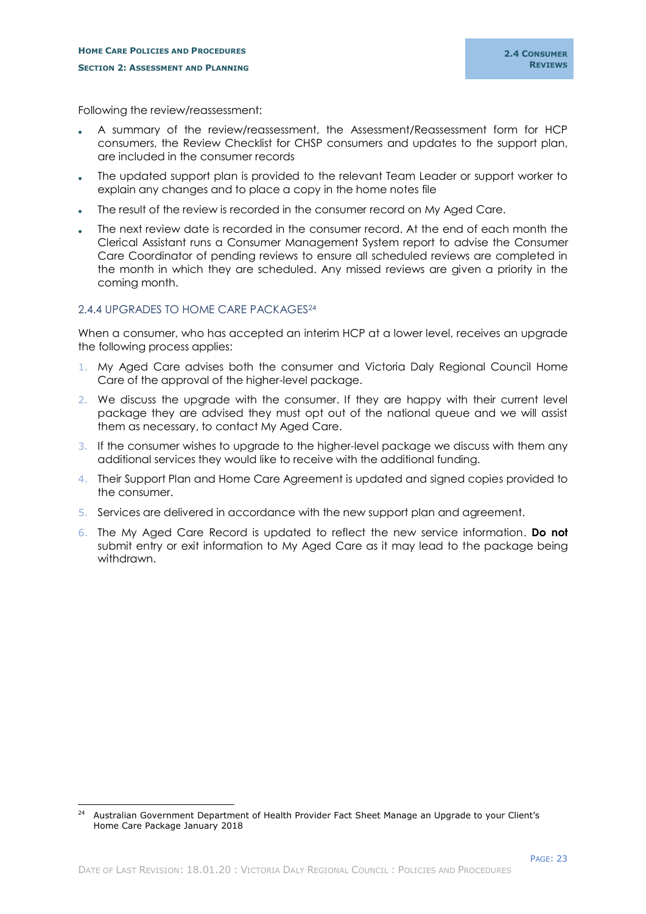Following the review/reassessment:

- A summary of the review/reassessment, the Assessment/Reassessment form for HCP consumers, the Review Checklist for CHSP consumers and updates to the support plan, are included in the consumer records
- The updated support plan is provided to the relevant Team Leader or support worker to explain any changes and to place a copy in the home notes file
- The result of the review is recorded in the consumer record on My Aged Care.
- The next review date is recorded in the consumer record. At the end of each month the Clerical Assistant runs a Consumer Management System report to advise the Consumer Care Coordinator of pending reviews to ensure all scheduled reviews are completed in the month in which they are scheduled. Any missed reviews are given a priority in the coming month.

### 2.4.4 UPGRADES TO HOME CARE PACKAGES[24]

When a consumer, who has accepted an interim HCP at a lower level, receives an upgrade the following process applies:

1. My Aged Care advises both the consumer and Victoria Daly Regional Council Home Care of the approval of the higher-level package.
2. We discuss the upgrade with the consumer. If they are happy with their current level package they are advised they must opt out of the national queue and we will assist them as necessary, to contact My Aged Care.
3. If the consumer wishes to upgrade to the higher-level package we discuss with them any additional services they would like to receive with the additional funding.
4. Their Support Plan and Home Care Agreement is updated and signed copies provided to the consumer.
5. Services are delivered in accordance with the new support plan and agreement.
6. The My Aged Care Record is updated to reflect the new service information. **Do not** submit entry or exit information to My Aged Care as it may lead to the package being withdrawn.

---

[24] Australian Government Department of Health Provider Fact Sheet Manage an Upgrade to your Client's Home Care Package January 2018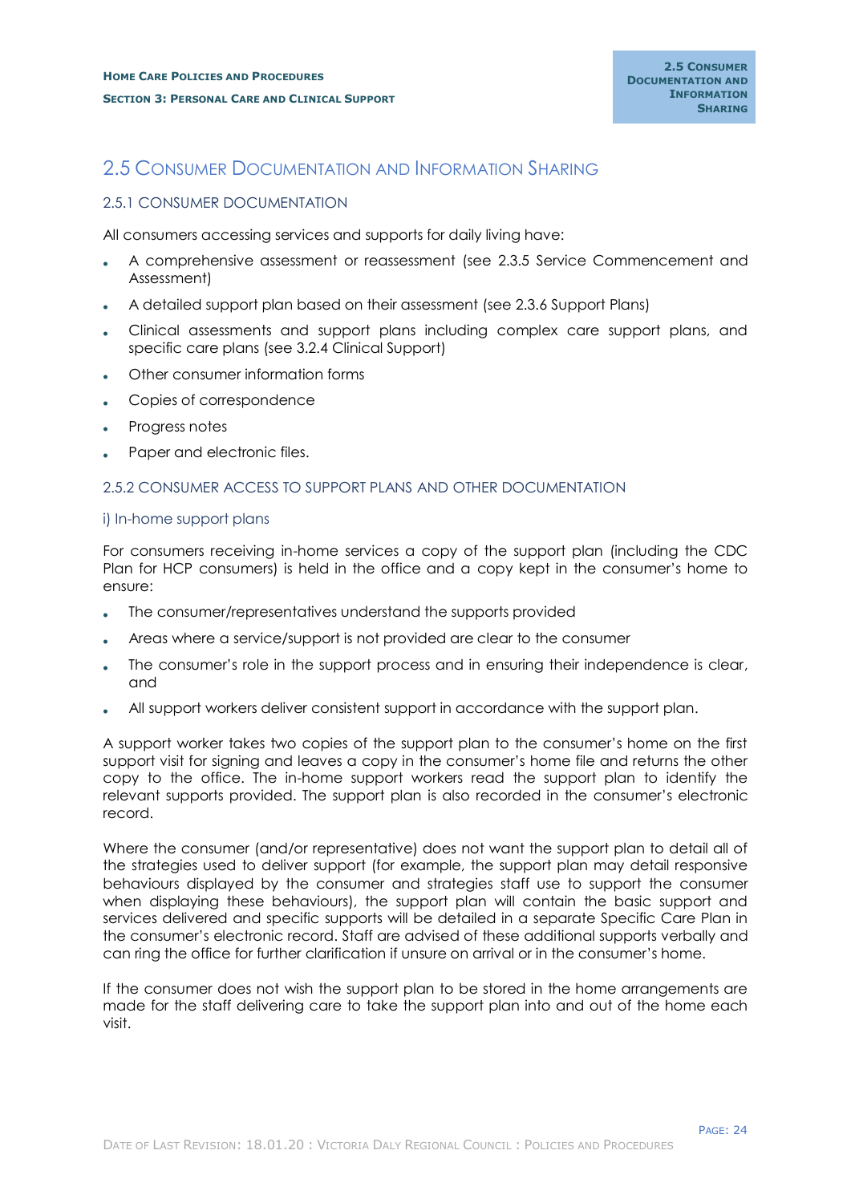## 2.5 Consumer Documentation and Information Sharing

### 2.5.1 CONSUMER DOCUMENTATION

All consumers accessing services and supports for daily living have:

- A comprehensive assessment or reassessment (see 2.3.5 Service Commencement and Assessment)
- A detailed support plan based on their assessment (see 2.3.6 Support Plans)
- Clinical assessments and support plans including complex care support plans, and specific care plans (see 3.2.4 Clinical Support)
- Other consumer information forms
- Copies of correspondence
- Progress notes
- Paper and electronic files.

### 2.5.2 CONSUMER ACCESS TO SUPPORT PLANS AND OTHER DOCUMENTATION

#### i) In-home support plans

For consumers receiving in-home services a copy of the support plan (including the CDC Plan for HCP consumers) is held in the office and a copy kept in the consumer's home to ensure:

- The consumer/representatives understand the supports provided
- Areas where a service/support is not provided are clear to the consumer
- The consumer's role in the support process and in ensuring their independence is clear, and
- All support workers deliver consistent support in accordance with the support plan.

A support worker takes two copies of the support plan to the consumer's home on the first support visit for signing and leaves a copy in the consumer's home file and returns the other copy to the office. The in-home support workers read the support plan to identify the relevant supports provided. The support plan is also recorded in the consumer's electronic record.

Where the consumer (and/or representative) does not want the support plan to detail all of the strategies used to deliver support (for example, the support plan may detail responsive behaviours displayed by the consumer and strategies staff use to support the consumer when displaying these behaviours), the support plan will contain the basic support and services delivered and specific supports will be detailed in a separate Specific Care Plan in the consumer's electronic record. Staff are advised of these additional supports verbally and can ring the office for further clarification if unsure on arrival or in the consumer's home.

If the consumer does not wish the support plan to be stored in the home arrangements are made for the staff delivering care to take the support plan into and out of the home each visit.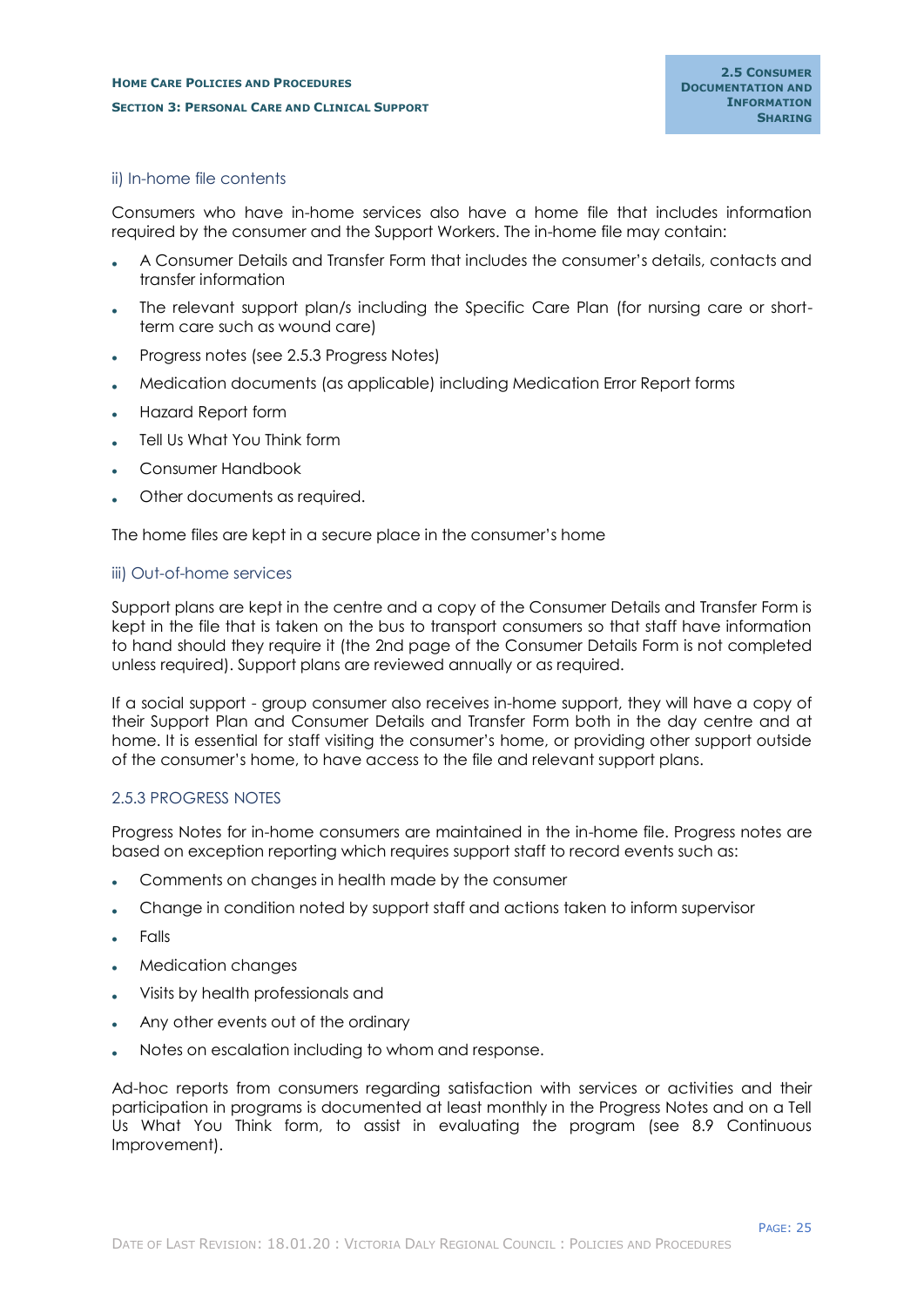### ii) In-home file contents

Consumers who have in-home services also have a home file that includes information required by the consumer and the Support Workers. The in-home file may contain:

- A Consumer Details and Transfer Form that includes the consumer's details, contacts and transfer information
- The relevant support plan/s including the Specific Care Plan (for nursing care or short-term care such as wound care)
- Progress notes (see 2.5.3 Progress Notes)
- Medication documents (as applicable) including Medication Error Report forms
- Hazard Report form
- Tell Us What You Think form
- Consumer Handbook
- Other documents as required.

The home files are kept in a secure place in the consumer's home

### iii) Out-of-home services

Support plans are kept in the centre and a copy of the Consumer Details and Transfer Form is kept in the file that is taken on the bus to transport consumers so that staff have information to hand should they require it (the 2nd page of the Consumer Details Form is not completed unless required). Support plans are reviewed annually or as required.

If a social support - group consumer also receives in-home support, they will have a copy of their Support Plan and Consumer Details and Transfer Form both in the day centre and at home. It is essential for staff visiting the consumer's home, or providing other support outside of the consumer's home, to have access to the file and relevant support plans.

## 2.5.3 PROGRESS NOTES

Progress Notes for in-home consumers are maintained in the in-home file. Progress notes are based on exception reporting which requires support staff to record events such as:

- Comments on changes in health made by the consumer
- Change in condition noted by support staff and actions taken to inform supervisor
- Falls
- Medication changes
- Visits by health professionals and
- Any other events out of the ordinary
- Notes on escalation including to whom and response.

Ad-hoc reports from consumers regarding satisfaction with services or activities and their participation in programs is documented at least monthly in the Progress Notes and on a Tell Us What You Think form, to assist in evaluating the program (see 8.9 Continuous Improvement).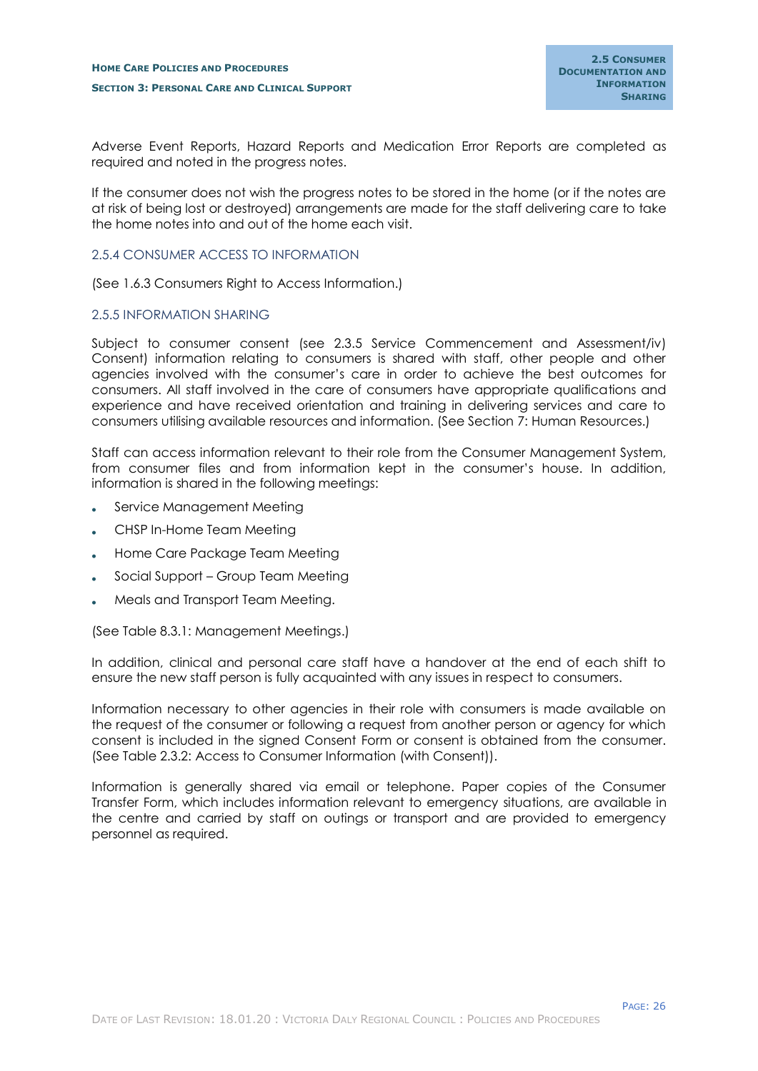Adverse Event Reports, Hazard Reports and Medication Error Reports are completed as required and noted in the progress notes.

If the consumer does not wish the progress notes to be stored in the home (or if the notes are at risk of being lost or destroyed) arrangements are made for the staff delivering care to take the home notes into and out of the home each visit.

### 2.5.4 CONSUMER ACCESS TO INFORMATION

(See 1.6.3 Consumers Right to Access Information.)

### 2.5.5 INFORMATION SHARING

Subject to consumer consent (see 2.3.5 Service Commencement and Assessment/iv) Consent) information relating to consumers is shared with staff, other people and other agencies involved with the consumer's care in order to achieve the best outcomes for consumers. All staff involved in the care of consumers have appropriate qualifications and experience and have received orientation and training in delivering services and care to consumers utilising available resources and information. (See Section 7: Human Resources.)

Staff can access information relevant to their role from the Consumer Management System, from consumer files and from information kept in the consumer's house. In addition, information is shared in the following meetings:

- Service Management Meeting
- CHSP In-Home Team Meeting
- Home Care Package Team Meeting
- Social Support – Group Team Meeting
- Meals and Transport Team Meeting.

(See Table 8.3.1: Management Meetings.)

In addition, clinical and personal care staff have a handover at the end of each shift to ensure the new staff person is fully acquainted with any issues in respect to consumers.

Information necessary to other agencies in their role with consumers is made available on the request of the consumer or following a request from another person or agency for which consent is included in the signed Consent Form or consent is obtained from the consumer. (See Table 2.3.2: Access to Consumer Information (with Consent)).

Information is generally shared via email or telephone. Paper copies of the Consumer Transfer Form, which includes information relevant to emergency situations, are available in the centre and carried by staff on outings or transport and are provided to emergency personnel as required.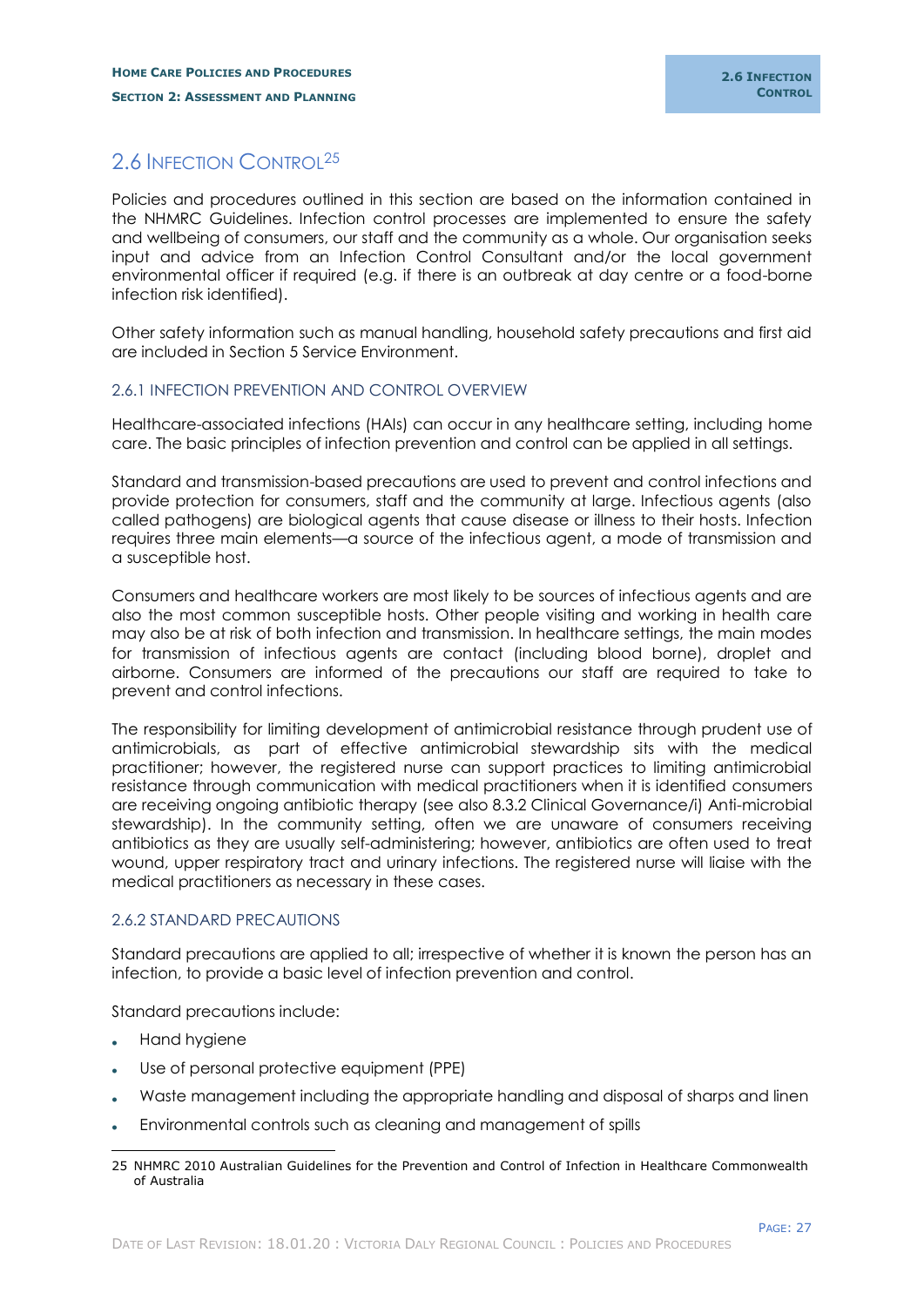## 2.6 INFECTION CONTROL[25]

Policies and procedures outlined in this section are based on the information contained in the NHMRC Guidelines. Infection control processes are implemented to ensure the safety and wellbeing of consumers, our staff and the community as a whole. Our organisation seeks input and advice from an Infection Control Consultant and/or the local government environmental officer if required (e.g. if there is an outbreak at day centre or a food-borne infection risk identified).

Other safety information such as manual handling, household safety precautions and first aid are included in Section 5 Service Environment.

### 2.6.1 INFECTION PREVENTION AND CONTROL OVERVIEW

Healthcare-associated infections (HAIs) can occur in any healthcare setting, including home care. The basic principles of infection prevention and control can be applied in all settings.

Standard and transmission-based precautions are used to prevent and control infections and provide protection for consumers, staff and the community at large. Infectious agents (also called pathogens) are biological agents that cause disease or illness to their hosts. Infection requires three main elements—a source of the infectious agent, a mode of transmission and a susceptible host.

Consumers and healthcare workers are most likely to be sources of infectious agents and are also the most common susceptible hosts. Other people visiting and working in health care may also be at risk of both infection and transmission. In healthcare settings, the main modes for transmission of infectious agents are contact (including blood borne), droplet and airborne. Consumers are informed of the precautions our staff are required to take to prevent and control infections.

The responsibility for limiting development of antimicrobial resistance through prudent use of antimicrobials, as part of effective antimicrobial stewardship sits with the medical practitioner; however, the registered nurse can support practices to limiting antimicrobial resistance through communication with medical practitioners when it is identified consumers are receiving ongoing antibiotic therapy (see also 8.3.2 Clinical Governance/i) Anti-microbial stewardship). In the community setting, often we are unaware of consumers receiving antibiotics as they are usually self-administering; however, antibiotics are often used to treat wound, upper respiratory tract and urinary infections. The registered nurse will liaise with the medical practitioners as necessary in these cases.

### 2.6.2 STANDARD PRECAUTIONS

Standard precautions are applied to all; irrespective of whether it is known the person has an infection, to provide a basic level of infection prevention and control.

Standard precautions include:

- Hand hygiene
- Use of personal protective equipment (PPE)
- Waste management including the appropriate handling and disposal of sharps and linen
- Environmental controls such as cleaning and management of spills

---

25 NHMRC 2010 Australian Guidelines for the Prevention and Control of Infection in Healthcare Commonwealth of Australia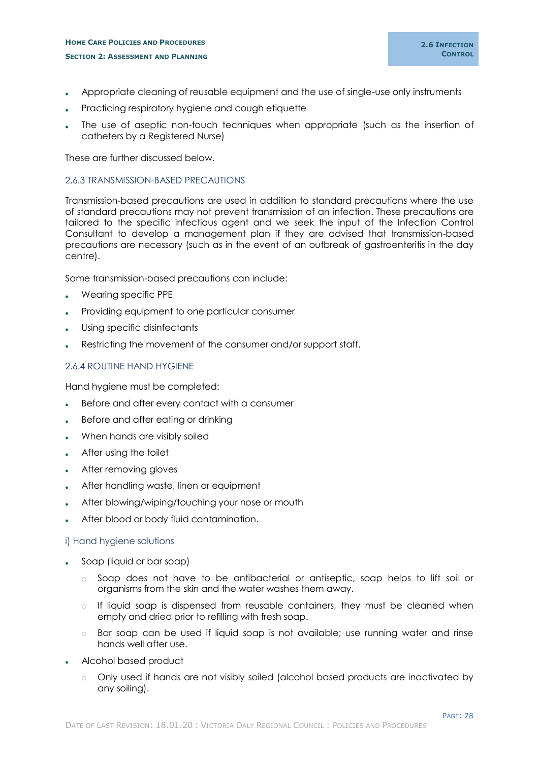- Appropriate cleaning of reusable equipment and the use of single-use only instruments
- Practicing respiratory hygiene and cough etiquette
- The use of aseptic non-touch techniques when appropriate (such as the insertion of catheters by a Registered Nurse)

These are further discussed below.

### 2.6.3 TRANSMISSION-BASED PRECAUTIONS

Transmission-based precautions are used in addition to standard precautions where the use of standard precautions may not prevent transmission of an infection. These precautions are tailored to the specific infectious agent and we seek the input of the Infection Control Consultant to develop a management plan if they are advised that transmission-based precautions are necessary (such as in the event of an outbreak of gastroenteritis in the day centre).

Some transmission-based precautions can include:

- Wearing specific PPE
- Providing equipment to one particular consumer
- Using specific disinfectants
- Restricting the movement of the consumer and/or support staff.

### 2.6.4 ROUTINE HAND HYGIENE

Hand hygiene must be completed:

- Before and after every contact with a consumer
- Before and after eating or drinking
- When hands are visibly soiled
- After using the toilet
- After removing gloves
- After handling waste, linen or equipment
- After blowing/wiping/touching your nose or mouth
- After blood or body fluid contamination.

#### i) Hand hygiene solutions

- Soap (liquid or bar soap)
    - Soap does not have to be antibacterial or antiseptic, soap helps to lift soil or organisms from the skin and the water washes them away.
    - If liquid soap is dispensed from reusable containers, they must be cleaned when empty and dried prior to refilling with fresh soap.
    - Bar soap can be used if liquid soap is not available; use running water and rinse hands well after use.
- Alcohol based product
    - Only used if hands are not visibly soiled (alcohol based products are inactivated by any soiling).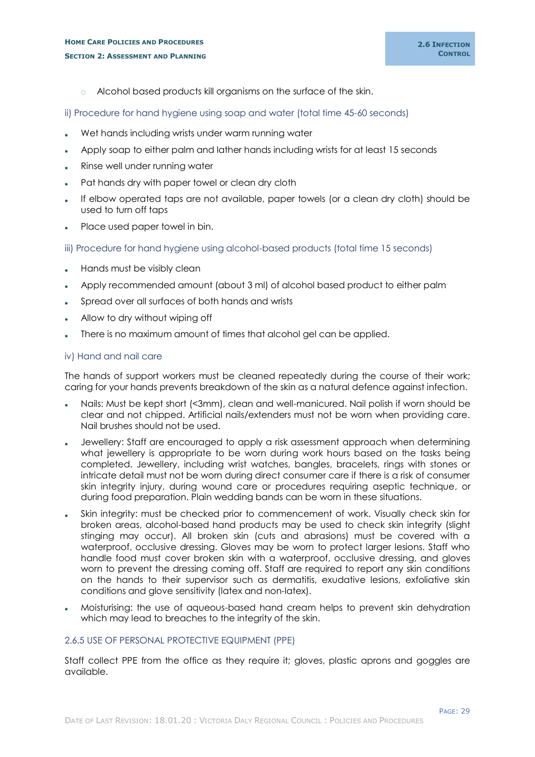- Alcohol based products kill organisms on the surface of the skin.

### ii) Procedure for hand hygiene using soap and water (total time 45-60 seconds)

- Wet hands including wrists under warm running water
- Apply soap to either palm and lather hands including wrists for at least 15 seconds
- Rinse well under running water
- Pat hands dry with paper towel or clean dry cloth
- If elbow operated taps are not available, paper towels (or a clean dry cloth) should be used to turn off taps
- Place used paper towel in bin.

### iii) Procedure for hand hygiene using alcohol-based products (total time 15 seconds)

- Hands must be visibly clean
- Apply recommended amount (about 3 ml) of alcohol based product to either palm
- Spread over all surfaces of both hands and wrists
- Allow to dry without wiping off
- There is no maximum amount of times that alcohol gel can be applied.

### iv) Hand and nail care

The hands of support workers must be cleaned repeatedly during the course of their work; caring for your hands prevents breakdown of the skin as a natural defence against infection.

- Nails: Must be kept short (<3mm), clean and well-manicured. Nail polish if worn should be clear and not chipped. Artificial nails/extenders must not be worn when providing care. Nail brushes should not be used.
- Jewellery: Staff are encouraged to apply a risk assessment approach when determining what jewellery is appropriate to be worn during work hours based on the tasks being completed. Jewellery, including wrist watches, bangles, bracelets, rings with stones or intricate detail must not be worn during direct consumer care if there is a risk of consumer skin integrity injury, during wound care or procedures requiring aseptic technique, or during food preparation. Plain wedding bands can be worn in these situations.
- Skin integrity: must be checked prior to commencement of work. Visually check skin for broken areas, alcohol-based hand products may be used to check skin integrity (slight stinging may occur). All broken skin (cuts and abrasions) must be covered with a waterproof, occlusive dressing. Gloves may be worn to protect larger lesions. Staff who handle food must cover broken skin with a waterproof, occlusive dressing, and gloves worn to prevent the dressing coming off. Staff are required to report any skin conditions on the hands to their supervisor such as dermatitis, exudative lesions, exfoliative skin conditions and glove sensitivity (latex and non-latex).
- Moisturising: the use of aqueous-based hand cream helps to prevent skin dehydration which may lead to breaches to the integrity of the skin.

## 2.6.5 USE OF PERSONAL PROTECTIVE EQUIPMENT (PPE)

Staff collect PPE from the office as they require it; gloves, plastic aprons and goggles are available.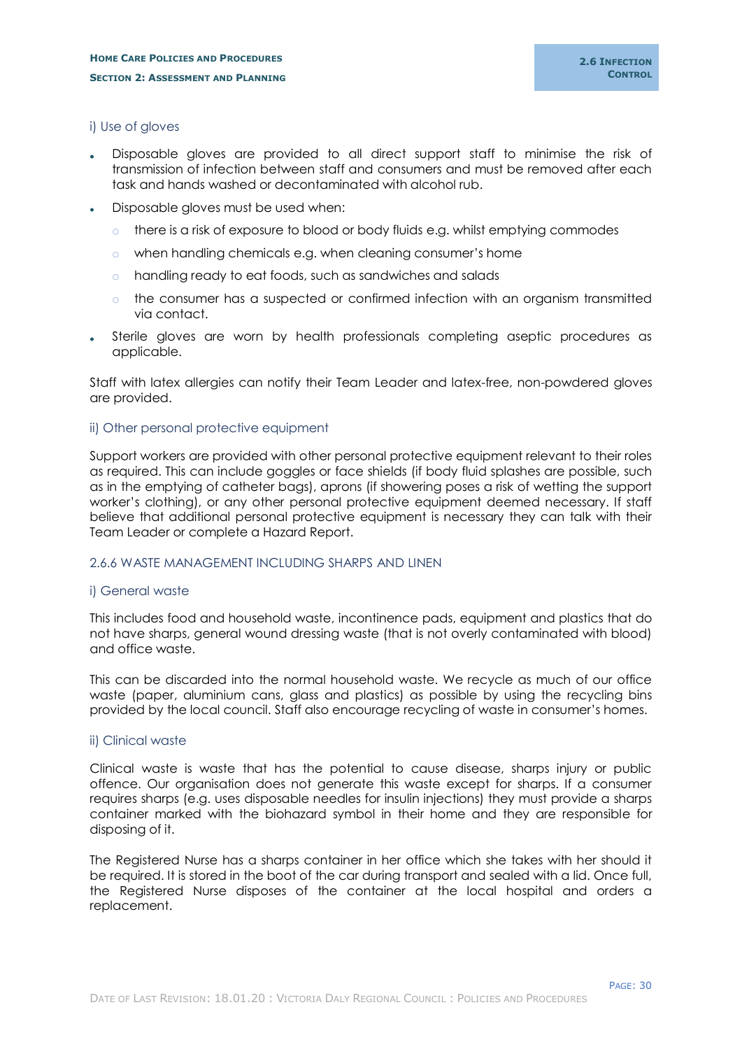#### i) Use of gloves

- Disposable gloves are provided to all direct support staff to minimise the risk of transmission of infection between staff and consumers and must be removed after each task and hands washed or decontaminated with alcohol rub.
- Disposable gloves must be used when:
  - there is a risk of exposure to blood or body fluids e.g. whilst emptying commodes
  - when handling chemicals e.g. when cleaning consumer's home
  - handling ready to eat foods, such as sandwiches and salads
  - the consumer has a suspected or confirmed infection with an organism transmitted via contact.
- Sterile gloves are worn by health professionals completing aseptic procedures as applicable.

Staff with latex allergies can notify their Team Leader and latex-free, non-powdered gloves are provided.

#### ii) Other personal protective equipment

Support workers are provided with other personal protective equipment relevant to their roles as required. This can include goggles or face shields (if body fluid splashes are possible, such as in the emptying of catheter bags), aprons (if showering poses a risk of wetting the support worker's clothing), or any other personal protective equipment deemed necessary. If staff believe that additional personal protective equipment is necessary they can talk with their Team Leader or complete a Hazard Report.

### 2.6.6 WASTE MANAGEMENT INCLUDING SHARPS AND LINEN

#### i) General waste

This includes food and household waste, incontinence pads, equipment and plastics that do not have sharps, general wound dressing waste (that is not overly contaminated with blood) and office waste.

This can be discarded into the normal household waste. We recycle as much of our office waste (paper, aluminium cans, glass and plastics) as possible by using the recycling bins provided by the local council. Staff also encourage recycling of waste in consumer's homes.

#### ii) Clinical waste

Clinical waste is waste that has the potential to cause disease, sharps injury or public offence. Our organisation does not generate this waste except for sharps. If a consumer requires sharps (e.g. uses disposable needles for insulin injections) they must provide a sharps container marked with the biohazard symbol in their home and they are responsible for disposing of it.

The Registered Nurse has a sharps container in her office which she takes with her should it be required. It is stored in the boot of the car during transport and sealed with a lid. Once full, the Registered Nurse disposes of the container at the local hospital and orders a replacement.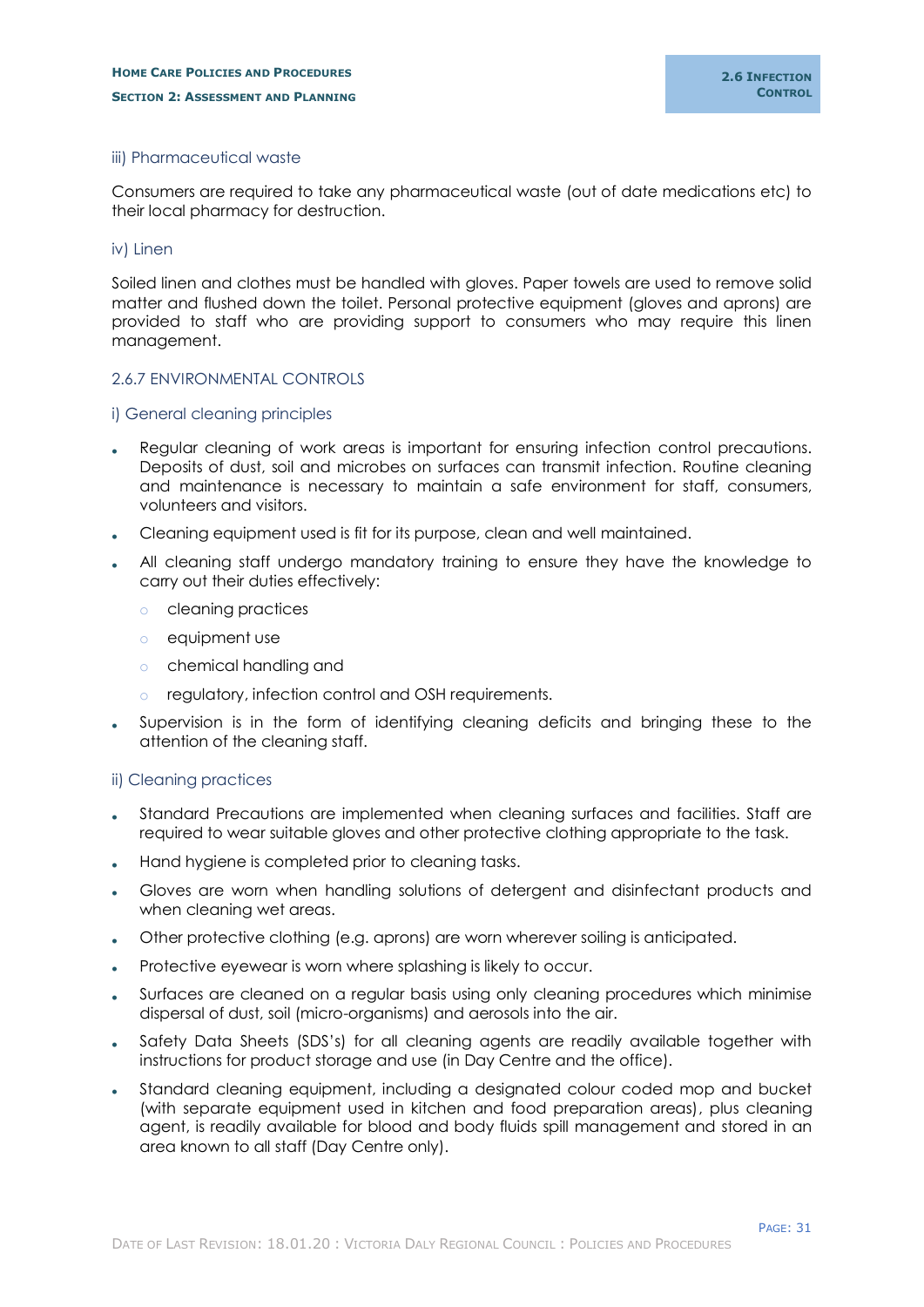#### iii) Pharmaceutical waste

Consumers are required to take any pharmaceutical waste (out of date medications etc) to their local pharmacy for destruction.

#### iv) Linen

Soiled linen and clothes must be handled with gloves. Paper towels are used to remove solid matter and flushed down the toilet. Personal protective equipment (gloves and aprons) are provided to staff who are providing support to consumers who may require this linen management.

### 2.6.7 ENVIRONMENTAL CONTROLS

#### i) General cleaning principles

- Regular cleaning of work areas is important for ensuring infection control precautions. Deposits of dust, soil and microbes on surfaces can transmit infection. Routine cleaning and maintenance is necessary to maintain a safe environment for staff, consumers, volunteers and visitors.
- Cleaning equipment used is fit for its purpose, clean and well maintained.
- All cleaning staff undergo mandatory training to ensure they have the knowledge to carry out their duties effectively:
  - cleaning practices
  - equipment use
  - chemical handling and
  - regulatory, infection control and OSH requirements.
- Supervision is in the form of identifying cleaning deficits and bringing these to the attention of the cleaning staff.

#### ii) Cleaning practices

- Standard Precautions are implemented when cleaning surfaces and facilities. Staff are required to wear suitable gloves and other protective clothing appropriate to the task.
- Hand hygiene is completed prior to cleaning tasks.
- Gloves are worn when handling solutions of detergent and disinfectant products and when cleaning wet areas.
- Other protective clothing (e.g. aprons) are worn wherever soiling is anticipated.
- Protective eyewear is worn where splashing is likely to occur.
- Surfaces are cleaned on a regular basis using only cleaning procedures which minimise dispersal of dust, soil (micro-organisms) and aerosols into the air.
- Safety Data Sheets (SDS's) for all cleaning agents are readily available together with instructions for product storage and use (in Day Centre and the office).
- Standard cleaning equipment, including a designated colour coded mop and bucket (with separate equipment used in kitchen and food preparation areas), plus cleaning agent, is readily available for blood and body fluids spill management and stored in an area known to all staff (Day Centre only).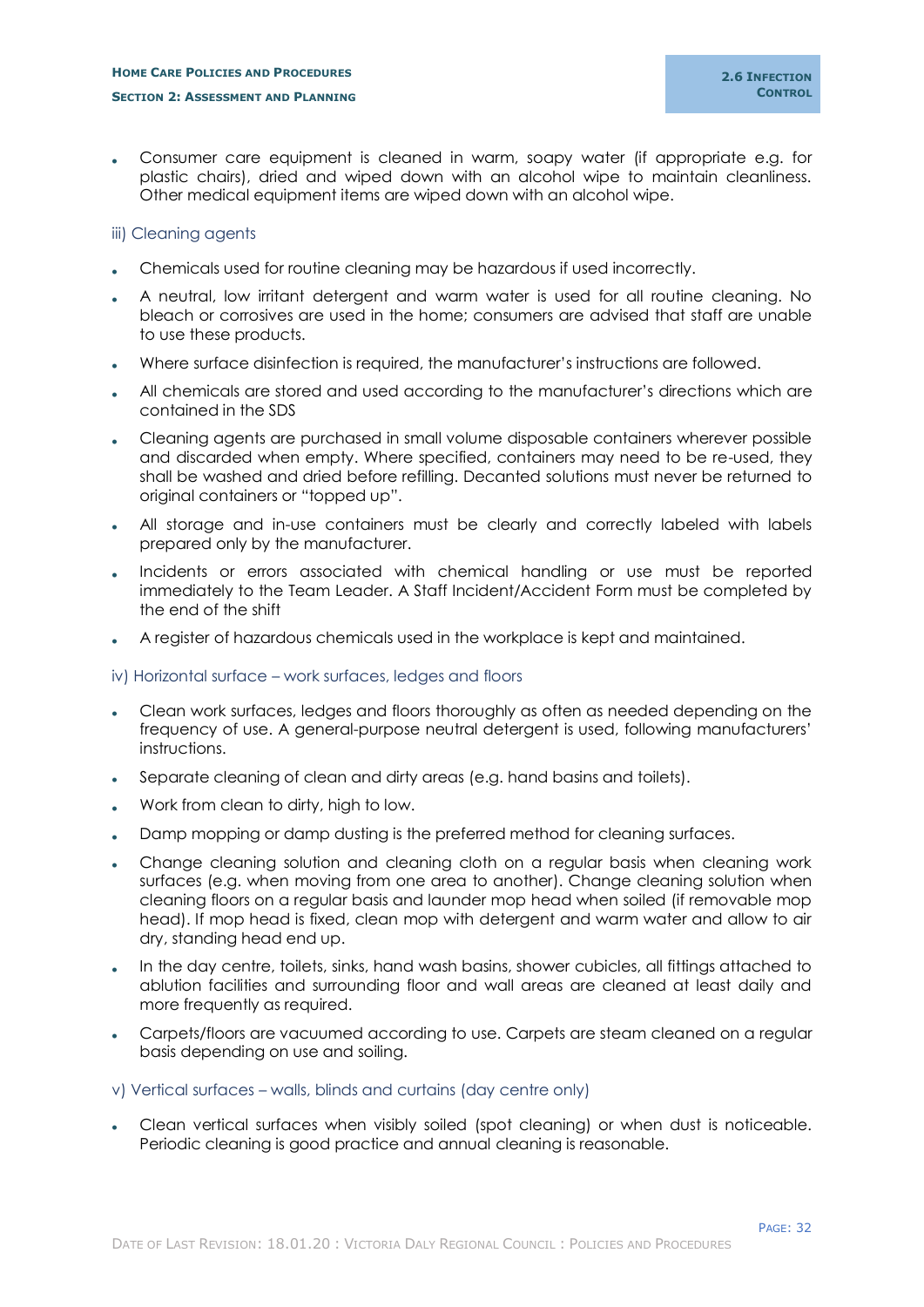- Consumer care equipment is cleaned in warm, soapy water (if appropriate e.g. for plastic chairs), dried and wiped down with an alcohol wipe to maintain cleanliness. Other medical equipment items are wiped down with an alcohol wipe.

### iii) Cleaning agents

- Chemicals used for routine cleaning may be hazardous if used incorrectly.
- A neutral, low irritant detergent and warm water is used for all routine cleaning. No bleach or corrosives are used in the home; consumers are advised that staff are unable to use these products.
- Where surface disinfection is required, the manufacturer's instructions are followed.
- All chemicals are stored and used according to the manufacturer's directions which are contained in the SDS
- Cleaning agents are purchased in small volume disposable containers wherever possible and discarded when empty. Where specified, containers may need to be re-used, they shall be washed and dried before refilling. Decanted solutions must never be returned to original containers or "topped up".
- All storage and in-use containers must be clearly and correctly labeled with labels prepared only by the manufacturer.
- Incidents or errors associated with chemical handling or use must be reported immediately to the Team Leader. A Staff Incident/Accident Form must be completed by the end of the shift
- A register of hazardous chemicals used in the workplace is kept and maintained.

### iv) Horizontal surface – work surfaces, ledges and floors

- Clean work surfaces, ledges and floors thoroughly as often as needed depending on the frequency of use. A general-purpose neutral detergent is used, following manufacturers' instructions.
- Separate cleaning of clean and dirty areas (e.g. hand basins and toilets).
- Work from clean to dirty, high to low.
- Damp mopping or damp dusting is the preferred method for cleaning surfaces.
- Change cleaning solution and cleaning cloth on a regular basis when cleaning work surfaces (e.g. when moving from one area to another). Change cleaning solution when cleaning floors on a regular basis and launder mop head when soiled (if removable mop head). If mop head is fixed, clean mop with detergent and warm water and allow to air dry, standing head end up.
- In the day centre, toilets, sinks, hand wash basins, shower cubicles, all fittings attached to ablution facilities and surrounding floor and wall areas are cleaned at least daily and more frequently as required.
- Carpets/floors are vacuumed according to use. Carpets are steam cleaned on a regular basis depending on use and soiling.

### v) Vertical surfaces – walls, blinds and curtains (day centre only)

- Clean vertical surfaces when visibly soiled (spot cleaning) or when dust is noticeable. Periodic cleaning is good practice and annual cleaning is reasonable.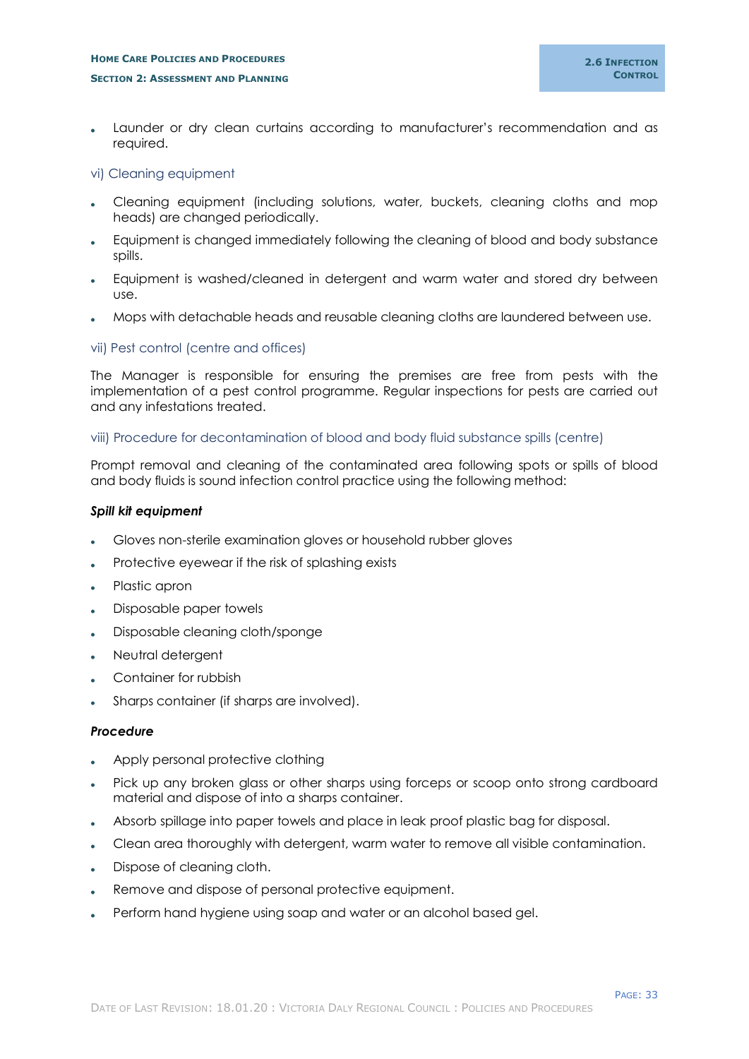- Launder or dry clean curtains according to manufacturer's recommendation and as required.

### vi) Cleaning equipment

- Cleaning equipment (including solutions, water, buckets, cleaning cloths and mop heads) are changed periodically.
- Equipment is changed immediately following the cleaning of blood and body substance spills.
- Equipment is washed/cleaned in detergent and warm water and stored dry between use.
- Mops with detachable heads and reusable cleaning cloths are laundered between use.

### vii) Pest control (centre and offices)

The Manager is responsible for ensuring the premises are free from pests with the implementation of a pest control programme. Regular inspections for pests are carried out and any infestations treated.

### viii) Procedure for decontamination of blood and body fluid substance spills (centre)

Prompt removal and cleaning of the contaminated area following spots or spills of blood and body fluids is sound infection control practice using the following method:

***Spill kit equipment***

- Gloves non-sterile examination gloves or household rubber gloves
- Protective eyewear if the risk of splashing exists
- Plastic apron
- Disposable paper towels
- Disposable cleaning cloth/sponge
- Neutral detergent
- Container for rubbish
- Sharps container (if sharps are involved).

***Procedure***

- Apply personal protective clothing
- Pick up any broken glass or other sharps using forceps or scoop onto strong cardboard material and dispose of into a sharps container.
- Absorb spillage into paper towels and place in leak proof plastic bag for disposal.
- Clean area thoroughly with detergent, warm water to remove all visible contamination.
- Dispose of cleaning cloth.
- Remove and dispose of personal protective equipment.
- Perform hand hygiene using soap and water or an alcohol based gel.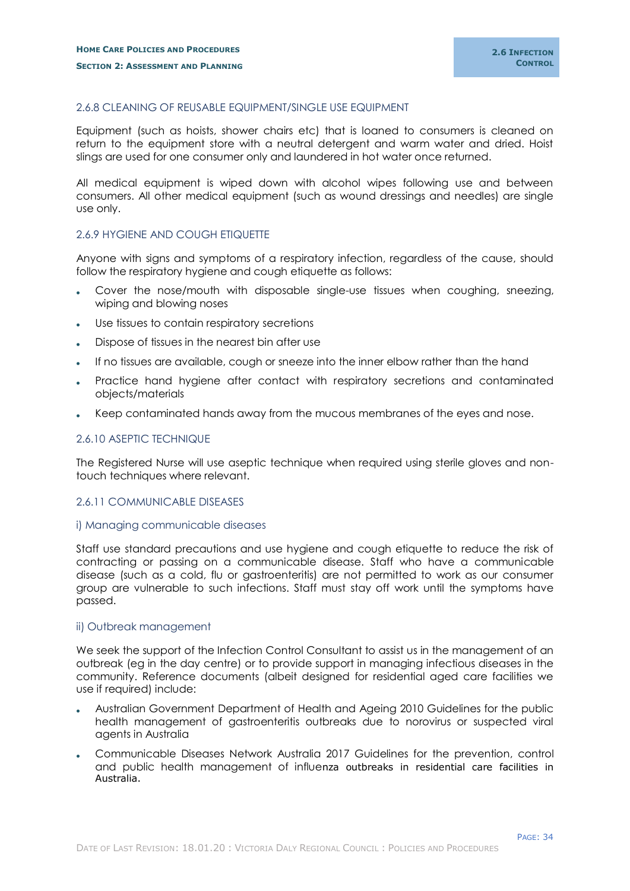### 2.6.8 CLEANING OF REUSABLE EQUIPMENT/SINGLE USE EQUIPMENT

Equipment (such as hoists, shower chairs etc) that is loaned to consumers is cleaned on return to the equipment store with a neutral detergent and warm water and dried. Hoist slings are used for one consumer only and laundered in hot water once returned.

All medical equipment is wiped down with alcohol wipes following use and between consumers. All other medical equipment (such as wound dressings and needles) are single use only.

### 2.6.9 HYGIENE AND COUGH ETIQUETTE

Anyone with signs and symptoms of a respiratory infection, regardless of the cause, should follow the respiratory hygiene and cough etiquette as follows:

- Cover the nose/mouth with disposable single-use tissues when coughing, sneezing, wiping and blowing noses
- Use tissues to contain respiratory secretions
- Dispose of tissues in the nearest bin after use
- If no tissues are available, cough or sneeze into the inner elbow rather than the hand
- Practice hand hygiene after contact with respiratory secretions and contaminated objects/materials
- Keep contaminated hands away from the mucous membranes of the eyes and nose.

### 2.6.10 ASEPTIC TECHNIQUE

The Registered Nurse will use aseptic technique when required using sterile gloves and non-touch techniques where relevant.

### 2.6.11 COMMUNICABLE DISEASES

#### i) Managing communicable diseases

Staff use standard precautions and use hygiene and cough etiquette to reduce the risk of contracting or passing on a communicable disease. Staff who have a communicable disease (such as a cold, flu or gastroenteritis) are not permitted to work as our consumer group are vulnerable to such infections. Staff must stay off work until the symptoms have passed.

#### ii) Outbreak management

We seek the support of the Infection Control Consultant to assist us in the management of an outbreak (eg in the day centre) or to provide support in managing infectious diseases in the community. Reference documents (albeit designed for residential aged care facilities we use if required) include:

- Australian Government Department of Health and Ageing 2010 Guidelines for the public health management of gastroenteritis outbreaks due to norovirus or suspected viral agents in Australia
- Communicable Diseases Network Australia 2017 Guidelines for the prevention, control and public health management of influenza outbreaks in residential care facilities in Australia.